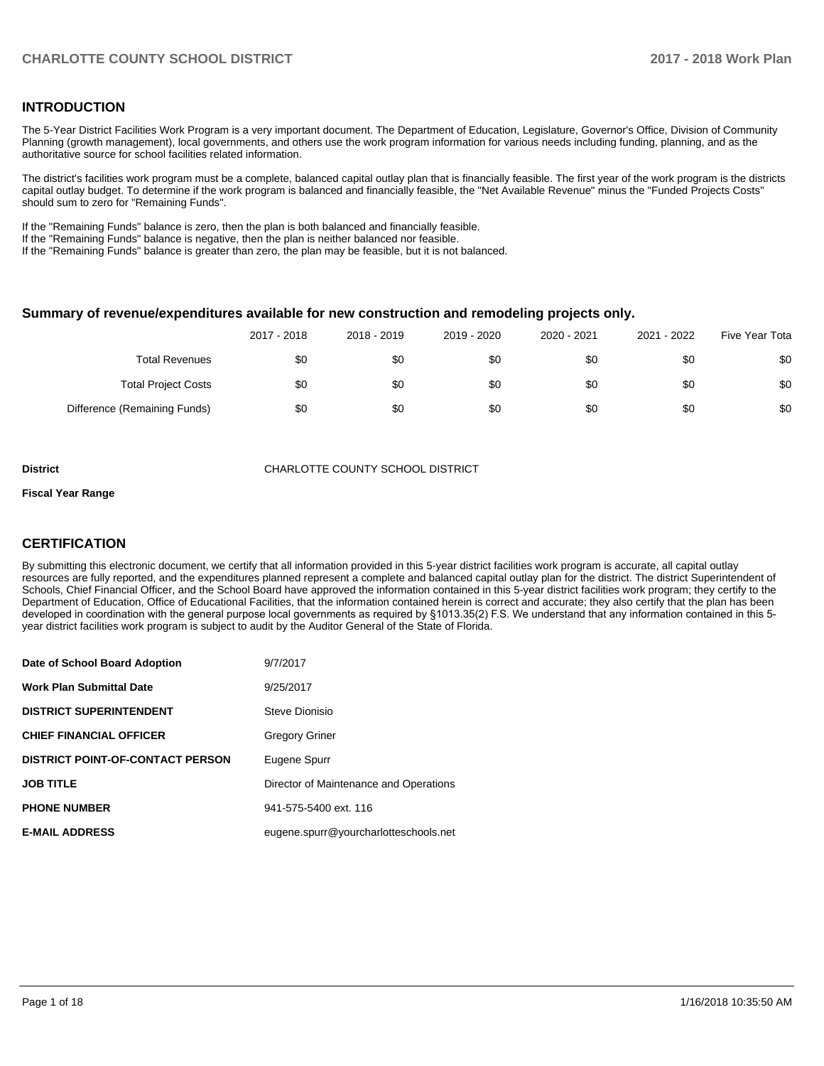## INTRODUCTION

The 5-Year District Facilities Work Program is a very important document. The Department of Education, Legislature, Governor's Office, Division of Community Planning (growth management), local governments, and others use the work program information for various needs including funding, planning, and as the authoritative source for school facilities related information.

The district's facilities work program must be a complete, balanced capital outlay plan that is financially feasible. The first year of the work program is the districts capital outlay budget. To determine if the work program is balanced and financially feasible, the "Net Available Revenue" minus the "Funded Projects Costs" should sum to zero for "Remaining Funds".

If the "Remaining Funds" balance is zero, then the plan is both balanced and financially feasible.
If the "Remaining Funds" balance is negative, then the plan is neither balanced nor feasible.
If the "Remaining Funds" balance is greater than zero, the plan may be feasible, but it is not balanced.

### Summary of revenue/expenditures available for new construction and remodeling projects only.

| | 2017 - 2018 | 2018 - 2019 | 2019 - 2020 | 2020 - 2021 | 2021 - 2022 | Five Year Tota |
|---|---|---|---|---|---|---|
| Total Revenues | $0 | $0 | $0 | $0 | $0 | $0 |
| Total Project Costs | $0 | $0 | $0 | $0 | $0 | $0 |
| Difference (Remaining Funds) | $0 | $0 | $0 | $0 | $0 | $0 |

**District** CHARLOTTE COUNTY SCHOOL DISTRICT

**Fiscal Year Range**

## CERTIFICATION

By submitting this electronic document, we certify that all information provided in this 5-year district facilities work program is accurate, all capital outlay resources are fully reported, and the expenditures planned represent a complete and balanced capital outlay plan for the district. The district Superintendent of Schools, Chief Financial Officer, and the School Board have approved the information contained in this 5-year district facilities work program; they certify to the Department of Education, Office of Educational Facilities, that the information contained herein is correct and accurate; they also certify that the plan has been developed in coordination with the general purpose local governments as required by §1013.35(2) F.S. We understand that any information contained in this 5-year district facilities work program is subject to audit by the Auditor General of the State of Florida.

| | |
|---|---|
| **Date of School Board Adoption** | 9/7/2017 |
| **Work Plan Submittal Date** | 9/25/2017 |
| **DISTRICT SUPERINTENDENT** | Steve Dionisio |
| **CHIEF FINANCIAL OFFICER** | Gregory Griner |
| **DISTRICT POINT-OF-CONTACT PERSON** | Eugene Spurr |
| **JOB TITLE** | Director of Maintenance and Operations |
| **PHONE NUMBER** | 941-575-5400 ext. 116 |
| **E-MAIL ADDRESS** | eugene.spurr@yourcharlotteschools.net |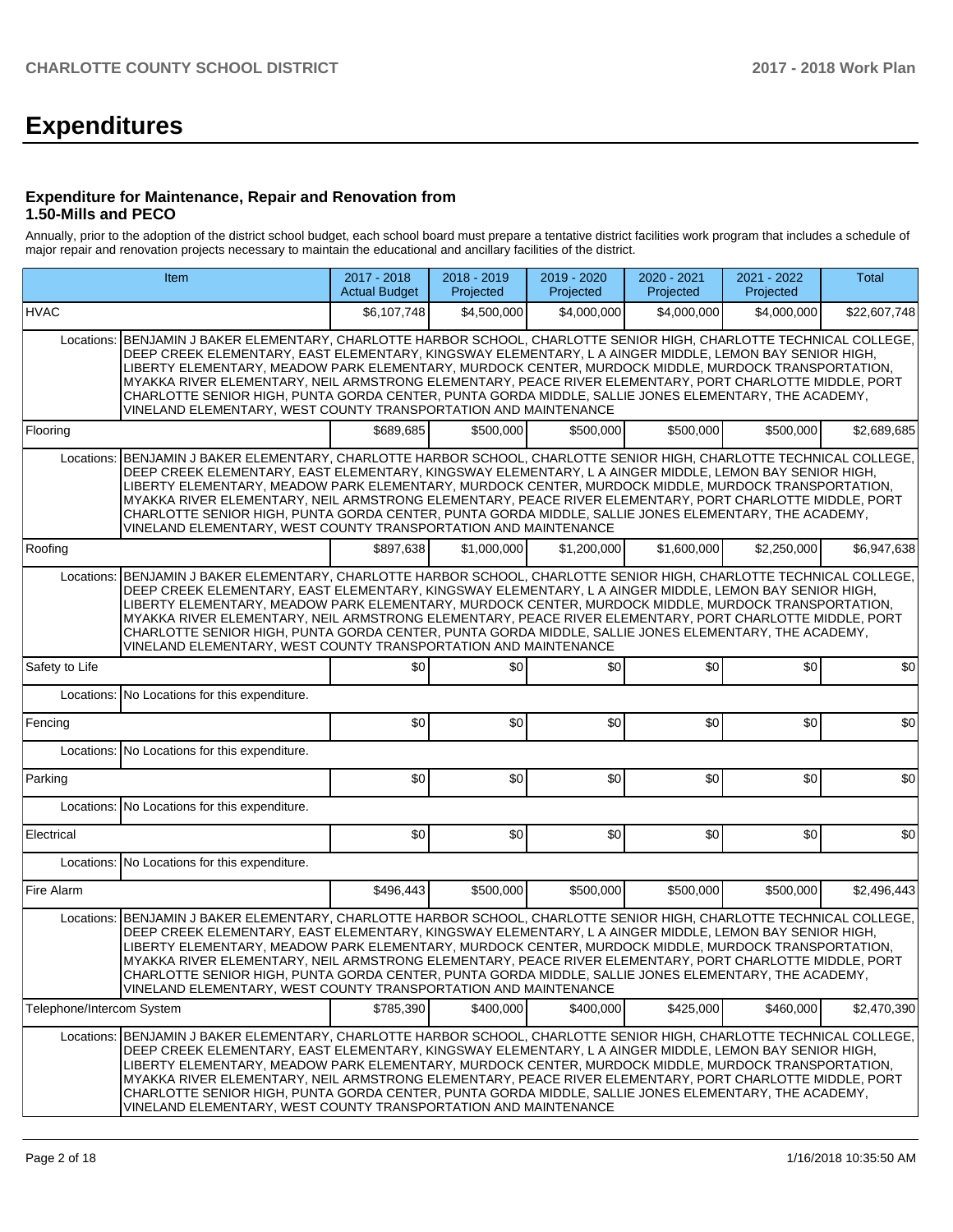# Expenditures

### Expenditure for Maintenance, Repair and Renovation from 1.50-Mills and PECO

Annually, prior to the adoption of the district school budget, each school board must prepare a tentative district facilities work program that includes a schedule of major repair and renovation projects necessary to maintain the educational and ancillary facilities of the district.

| Item | | 2017 - 2018 Actual Budget | 2018 - 2019 Projected | 2019 - 2020 Projected | 2020 - 2021 Projected | 2021 - 2022 Projected | Total |
|---|---|---|---|---|---|---|---|
| HVAC | | $6,107,748 | $4,500,000 | $4,000,000 | $4,000,000 | $4,000,000 | $22,607,748 |
| Locations: | BENJAMIN J BAKER ELEMENTARY, CHARLOTTE HARBOR SCHOOL, CHARLOTTE SENIOR HIGH, CHARLOTTE TECHNICAL COLLEGE, DEEP CREEK ELEMENTARY, EAST ELEMENTARY, KINGSWAY ELEMENTARY, L A AINGER MIDDLE, LEMON BAY SENIOR HIGH, LIBERTY ELEMENTARY, MEADOW PARK ELEMENTARY, MURDOCK CENTER, MURDOCK MIDDLE, MURDOCK TRANSPORTATION, MYAKKA RIVER ELEMENTARY, NEIL ARMSTRONG ELEMENTARY, PEACE RIVER ELEMENTARY, PORT CHARLOTTE MIDDLE, PORT CHARLOTTE SENIOR HIGH, PUNTA GORDA CENTER, PUNTA GORDA MIDDLE, SALLIE JONES ELEMENTARY, THE ACADEMY, VINELAND ELEMENTARY, WEST COUNTY TRANSPORTATION AND MAINTENANCE | | | | | | |
| Flooring | | $689,685 | $500,000 | $500,000 | $500,000 | $500,000 | $2,689,685 |
| Locations: | BENJAMIN J BAKER ELEMENTARY, CHARLOTTE HARBOR SCHOOL, CHARLOTTE SENIOR HIGH, CHARLOTTE TECHNICAL COLLEGE, DEEP CREEK ELEMENTARY, EAST ELEMENTARY, KINGSWAY ELEMENTARY, L A AINGER MIDDLE, LEMON BAY SENIOR HIGH, LIBERTY ELEMENTARY, MEADOW PARK ELEMENTARY, MURDOCK CENTER, MURDOCK MIDDLE, MURDOCK TRANSPORTATION, MYAKKA RIVER ELEMENTARY, NEIL ARMSTRONG ELEMENTARY, PEACE RIVER ELEMENTARY, PORT CHARLOTTE MIDDLE, PORT CHARLOTTE SENIOR HIGH, PUNTA GORDA CENTER, PUNTA GORDA MIDDLE, SALLIE JONES ELEMENTARY, THE ACADEMY, VINELAND ELEMENTARY, WEST COUNTY TRANSPORTATION AND MAINTENANCE | | | | | | |
| Roofing | | $897,638 | $1,000,000 | $1,200,000 | $1,600,000 | $2,250,000 | $6,947,638 |
| Locations: | BENJAMIN J BAKER ELEMENTARY, CHARLOTTE HARBOR SCHOOL, CHARLOTTE SENIOR HIGH, CHARLOTTE TECHNICAL COLLEGE, DEEP CREEK ELEMENTARY, EAST ELEMENTARY, KINGSWAY ELEMENTARY, L A AINGER MIDDLE, LEMON BAY SENIOR HIGH, LIBERTY ELEMENTARY, MEADOW PARK ELEMENTARY, MURDOCK CENTER, MURDOCK MIDDLE, MURDOCK TRANSPORTATION, MYAKKA RIVER ELEMENTARY, NEIL ARMSTRONG ELEMENTARY, PEACE RIVER ELEMENTARY, PORT CHARLOTTE MIDDLE, PORT CHARLOTTE SENIOR HIGH, PUNTA GORDA CENTER, PUNTA GORDA MIDDLE, SALLIE JONES ELEMENTARY, THE ACADEMY, VINELAND ELEMENTARY, WEST COUNTY TRANSPORTATION AND MAINTENANCE | | | | | | |
| Safety to Life | | $0 | $0 | $0 | $0 | $0 | $0 |
| Locations: | No Locations for this expenditure. | | | | | | |
| Fencing | | $0 | $0 | $0 | $0 | $0 | $0 |
| Locations: | No Locations for this expenditure. | | | | | | |
| Parking | | $0 | $0 | $0 | $0 | $0 | $0 |
| Locations: | No Locations for this expenditure. | | | | | | |
| Electrical | | $0 | $0 | $0 | $0 | $0 | $0 |
| Locations: | No Locations for this expenditure. | | | | | | |
| Fire Alarm | | $496,443 | $500,000 | $500,000 | $500,000 | $500,000 | $2,496,443 |
| Locations: | BENJAMIN J BAKER ELEMENTARY, CHARLOTTE HARBOR SCHOOL, CHARLOTTE SENIOR HIGH, CHARLOTTE TECHNICAL COLLEGE, DEEP CREEK ELEMENTARY, EAST ELEMENTARY, KINGSWAY ELEMENTARY, L A AINGER MIDDLE, LEMON BAY SENIOR HIGH, LIBERTY ELEMENTARY, MEADOW PARK ELEMENTARY, MURDOCK CENTER, MURDOCK MIDDLE, MURDOCK TRANSPORTATION, MYAKKA RIVER ELEMENTARY, NEIL ARMSTRONG ELEMENTARY, PEACE RIVER ELEMENTARY, PORT CHARLOTTE MIDDLE, PORT CHARLOTTE SENIOR HIGH, PUNTA GORDA CENTER, PUNTA GORDA MIDDLE, SALLIE JONES ELEMENTARY, THE ACADEMY, VINELAND ELEMENTARY, WEST COUNTY TRANSPORTATION AND MAINTENANCE | | | | | | |
| Telephone/Intercom System | | $785,390 | $400,000 | $400,000 | $425,000 | $460,000 | $2,470,390 |
| Locations: | BENJAMIN J BAKER ELEMENTARY, CHARLOTTE HARBOR SCHOOL, CHARLOTTE SENIOR HIGH, CHARLOTTE TECHNICAL COLLEGE, DEEP CREEK ELEMENTARY, EAST ELEMENTARY, KINGSWAY ELEMENTARY, L A AINGER MIDDLE, LEMON BAY SENIOR HIGH, LIBERTY ELEMENTARY, MEADOW PARK ELEMENTARY, MURDOCK CENTER, MURDOCK MIDDLE, MURDOCK TRANSPORTATION, MYAKKA RIVER ELEMENTARY, NEIL ARMSTRONG ELEMENTARY, PEACE RIVER ELEMENTARY, PORT CHARLOTTE MIDDLE, PORT CHARLOTTE SENIOR HIGH, PUNTA GORDA CENTER, PUNTA GORDA MIDDLE, SALLIE JONES ELEMENTARY, THE ACADEMY, VINELAND ELEMENTARY, WEST COUNTY TRANSPORTATION AND MAINTENANCE | | | | | | |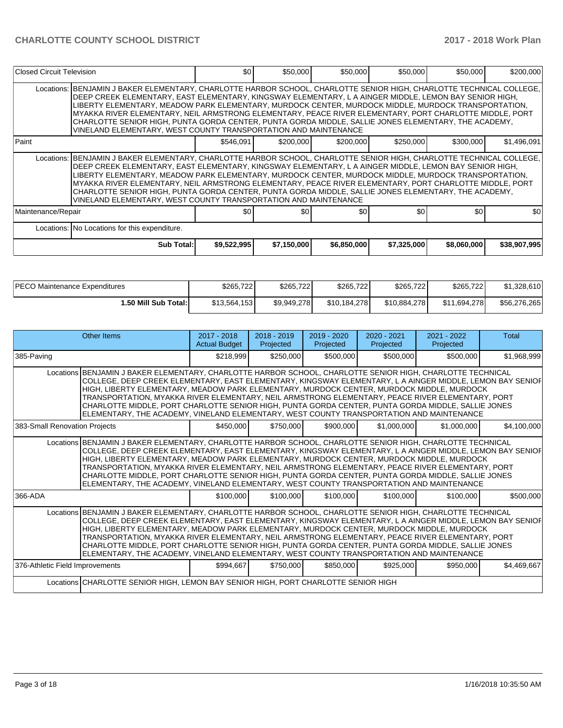| Closed Circuit Television | | $0 | $50,000 | $50,000 | $50,000 | $50,000 | $200,000 |
|---|---|---|---|---|---|---|---|
| Locations: | BENJAMIN J BAKER ELEMENTARY, CHARLOTTE HARBOR SCHOOL, CHARLOTTE SENIOR HIGH, CHARLOTTE TECHNICAL COLLEGE, DEEP CREEK ELEMENTARY, EAST ELEMENTARY, KINGSWAY ELEMENTARY, L A AINGER MIDDLE, LEMON BAY SENIOR HIGH, LIBERTY ELEMENTARY, MEADOW PARK ELEMENTARY, MURDOCK CENTER, MURDOCK MIDDLE, MURDOCK TRANSPORTATION, MYAKKA RIVER ELEMENTARY, NEIL ARMSTRONG ELEMENTARY, PEACE RIVER ELEMENTARY, PORT CHARLOTTE MIDDLE, PORT CHARLOTTE SENIOR HIGH, PUNTA GORDA CENTER, PUNTA GORDA MIDDLE, SALLIE JONES ELEMENTARY, THE ACADEMY, VINELAND ELEMENTARY, WEST COUNTY TRANSPORTATION AND MAINTENANCE | | | | | | |
| Paint | | $546,091 | $200,000 | $200,000 | $250,000 | $300,000 | $1,496,091 |
| Locations: | BENJAMIN J BAKER ELEMENTARY, CHARLOTTE HARBOR SCHOOL, CHARLOTTE SENIOR HIGH, CHARLOTTE TECHNICAL COLLEGE, DEEP CREEK ELEMENTARY, EAST ELEMENTARY, KINGSWAY ELEMENTARY, L A AINGER MIDDLE, LEMON BAY SENIOR HIGH, LIBERTY ELEMENTARY, MEADOW PARK ELEMENTARY, MURDOCK CENTER, MURDOCK MIDDLE, MURDOCK TRANSPORTATION, MYAKKA RIVER ELEMENTARY, NEIL ARMSTRONG ELEMENTARY, PEACE RIVER ELEMENTARY, PORT CHARLOTTE MIDDLE, PORT CHARLOTTE SENIOR HIGH, PUNTA GORDA CENTER, PUNTA GORDA MIDDLE, SALLIE JONES ELEMENTARY, THE ACADEMY, VINELAND ELEMENTARY, WEST COUNTY TRANSPORTATION AND MAINTENANCE | | | | | | |
| Maintenance/Repair | | $0 | $0 | $0 | $0 | $0 | $0 |
| Locations: | No Locations for this expenditure. | | | | | | |
| | **Sub Total:** | **$9,522,995** | **$7,150,000** | **$6,850,000** | **$7,325,000** | **$8,060,000** | **$38,907,995** |

| PECO Maintenance Expenditures | $265,722 | $265,722 | $265,722 | $265,722 | $265,722 | $1,328,610 |
|---|---|---|---|---|---|---|
| **1.50 Mill Sub Total:** | $13,564,153 | $9,949,278 | $10,184,278 | $10,884,278 | $11,694,278 | $56,276,265 |

| Other Items | | 2017 - 2018 Actual Budget | 2018 - 2019 Projected | 2019 - 2020 Projected | 2020 - 2021 Projected | 2021 - 2022 Projected | Total |
|---|---|---|---|---|---|---|---|
| 385-Paving | | $218,999 | $250,000 | $500,000 | $500,000 | $500,000 | $1,968,999 |
| Locations | BENJAMIN J BAKER ELEMENTARY, CHARLOTTE HARBOR SCHOOL, CHARLOTTE SENIOR HIGH, CHARLOTTE TECHNICAL COLLEGE, DEEP CREEK ELEMENTARY, EAST ELEMENTARY, KINGSWAY ELEMENTARY, L A AINGER MIDDLE, LEMON BAY SENIOR HIGH, LIBERTY ELEMENTARY, MEADOW PARK ELEMENTARY, MURDOCK CENTER, MURDOCK MIDDLE, MURDOCK TRANSPORTATION, MYAKKA RIVER ELEMENTARY, NEIL ARMSTRONG ELEMENTARY, PEACE RIVER ELEMENTARY, PORT CHARLOTTE MIDDLE, PORT CHARLOTTE SENIOR HIGH, PUNTA GORDA CENTER, PUNTA GORDA MIDDLE, SALLIE JONES ELEMENTARY, THE ACADEMY, VINELAND ELEMENTARY, WEST COUNTY TRANSPORTATION AND MAINTENANCE | | | | | | |
| 383-Small Renovation Projects | | $450,000 | $750,000 | $900,000 | $1,000,000 | $1,000,000 | $4,100,000 |
| Locations | BENJAMIN J BAKER ELEMENTARY, CHARLOTTE HARBOR SCHOOL, CHARLOTTE SENIOR HIGH, CHARLOTTE TECHNICAL COLLEGE, DEEP CREEK ELEMENTARY, EAST ELEMENTARY, KINGSWAY ELEMENTARY, L A AINGER MIDDLE, LEMON BAY SENIOR HIGH, LIBERTY ELEMENTARY, MEADOW PARK ELEMENTARY, MURDOCK CENTER, MURDOCK MIDDLE, MURDOCK TRANSPORTATION, MYAKKA RIVER ELEMENTARY, NEIL ARMSTRONG ELEMENTARY, PEACE RIVER ELEMENTARY, PORT CHARLOTTE MIDDLE, PORT CHARLOTTE SENIOR HIGH, PUNTA GORDA CENTER, PUNTA GORDA MIDDLE, SALLIE JONES ELEMENTARY, THE ACADEMY, VINELAND ELEMENTARY, WEST COUNTY TRANSPORTATION AND MAINTENANCE | | | | | | |
| 366-ADA | | $100,000 | $100,000 | $100,000 | $100,000 | $100,000 | $500,000 |
| Locations | BENJAMIN J BAKER ELEMENTARY, CHARLOTTE HARBOR SCHOOL, CHARLOTTE SENIOR HIGH, CHARLOTTE TECHNICAL COLLEGE, DEEP CREEK ELEMENTARY, EAST ELEMENTARY, KINGSWAY ELEMENTARY, L A AINGER MIDDLE, LEMON BAY SENIOR HIGH, LIBERTY ELEMENTARY, MEADOW PARK ELEMENTARY, MURDOCK CENTER, MURDOCK MIDDLE, MURDOCK TRANSPORTATION, MYAKKA RIVER ELEMENTARY, NEIL ARMSTRONG ELEMENTARY, PEACE RIVER ELEMENTARY, PORT CHARLOTTE MIDDLE, PORT CHARLOTTE SENIOR HIGH, PUNTA GORDA CENTER, PUNTA GORDA MIDDLE, SALLIE JONES ELEMENTARY, THE ACADEMY, VINELAND ELEMENTARY, WEST COUNTY TRANSPORTATION AND MAINTENANCE | | | | | | |
| 376-Athletic Field Improvements | | $994,667 | $750,000 | $850,000 | $925,000 | $950,000 | $4,469,667 |
| Locations | CHARLOTTE SENIOR HIGH, LEMON BAY SENIOR HIGH, PORT CHARLOTTE SENIOR HIGH | | | | | | |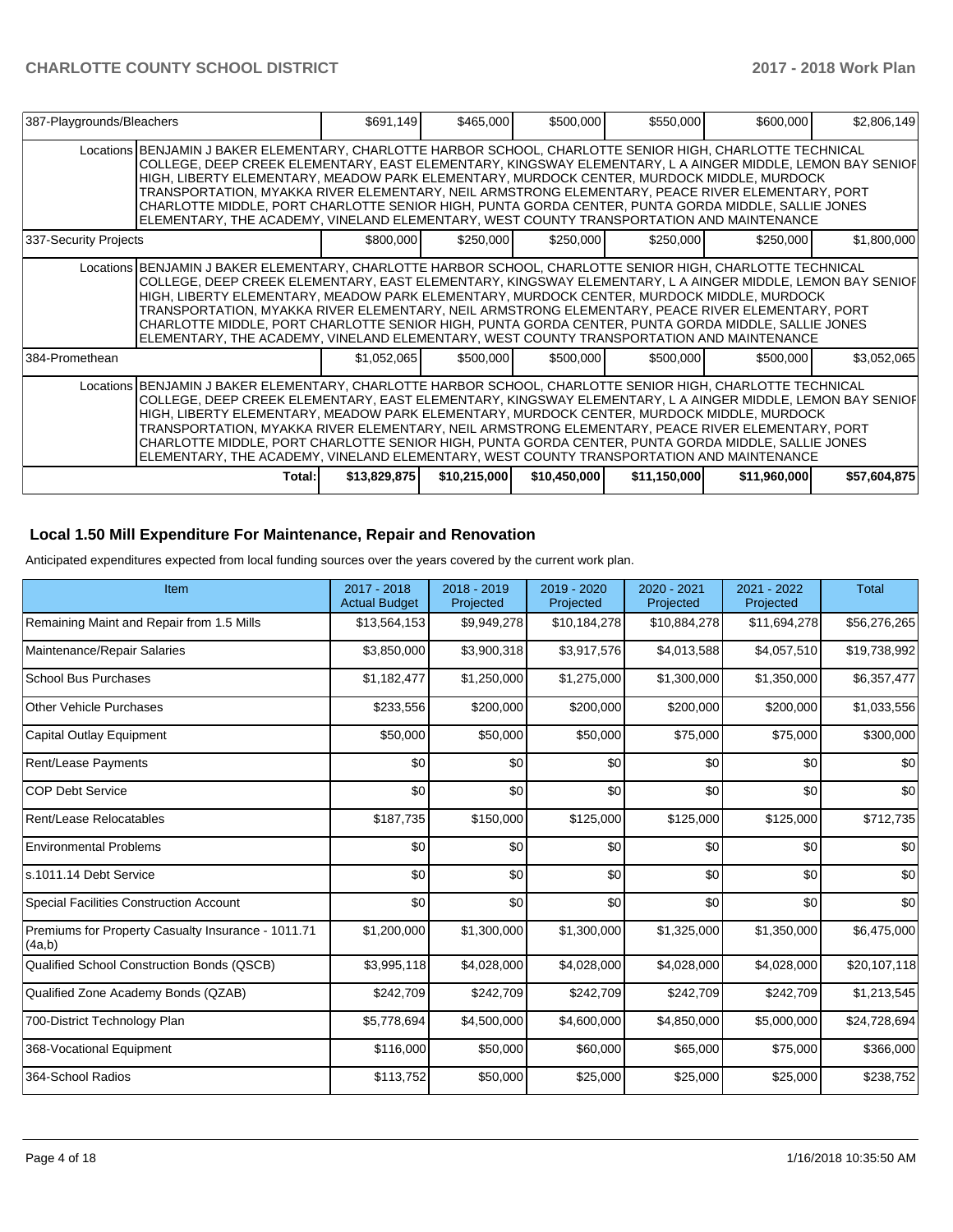| Item | | 2017 - 2018 Actual Budget | 2018 - 2019 Projected | 2019 - 2020 Projected | 2020 - 2021 Projected | 2021 - 2022 Projected | Total |
|---|---|---|---|---|---|---|---|
| 387-Playgrounds/Bleachers | | $691,149 | $465,000 | $500,000 | $550,000 | $600,000 | $2,806,149 |
| | Locations | BENJAMIN J BAKER ELEMENTARY, CHARLOTTE HARBOR SCHOOL, CHARLOTTE SENIOR HIGH, CHARLOTTE TECHNICAL COLLEGE, DEEP CREEK ELEMENTARY, EAST ELEMENTARY, KINGSWAY ELEMENTARY, L A AINGER MIDDLE, LEMON BAY SENIOR HIGH, LIBERTY ELEMENTARY, MEADOW PARK ELEMENTARY, MURDOCK CENTER, MURDOCK MIDDLE, MURDOCK TRANSPORTATION, MYAKKA RIVER ELEMENTARY, NEIL ARMSTRONG ELEMENTARY, PEACE RIVER ELEMENTARY, PORT CHARLOTTE MIDDLE, PORT CHARLOTTE SENIOR HIGH, PUNTA GORDA CENTER, PUNTA GORDA MIDDLE, SALLIE JONES ELEMENTARY, THE ACADEMY, VINELAND ELEMENTARY, WEST COUNTY TRANSPORTATION AND MAINTENANCE | | | | | |
| 337-Security Projects | | $800,000 | $250,000 | $250,000 | $250,000 | $250,000 | $1,800,000 |
| | Locations | BENJAMIN J BAKER ELEMENTARY, CHARLOTTE HARBOR SCHOOL, CHARLOTTE SENIOR HIGH, CHARLOTTE TECHNICAL COLLEGE, DEEP CREEK ELEMENTARY, EAST ELEMENTARY, KINGSWAY ELEMENTARY, L A AINGER MIDDLE, LEMON BAY SENIOR HIGH, LIBERTY ELEMENTARY, MEADOW PARK ELEMENTARY, MURDOCK CENTER, MURDOCK MIDDLE, MURDOCK TRANSPORTATION, MYAKKA RIVER ELEMENTARY, NEIL ARMSTRONG ELEMENTARY, PEACE RIVER ELEMENTARY, PORT CHARLOTTE MIDDLE, PORT CHARLOTTE SENIOR HIGH, PUNTA GORDA CENTER, PUNTA GORDA MIDDLE, SALLIE JONES ELEMENTARY, THE ACADEMY, VINELAND ELEMENTARY, WEST COUNTY TRANSPORTATION AND MAINTENANCE | | | | | |
| 384-Promethean | | $1,052,065 | $500,000 | $500,000 | $500,000 | $500,000 | $3,052,065 |
| | Locations | BENJAMIN J BAKER ELEMENTARY, CHARLOTTE HARBOR SCHOOL, CHARLOTTE SENIOR HIGH, CHARLOTTE TECHNICAL COLLEGE, DEEP CREEK ELEMENTARY, EAST ELEMENTARY, KINGSWAY ELEMENTARY, L A AINGER MIDDLE, LEMON BAY SENIOR HIGH, LIBERTY ELEMENTARY, MEADOW PARK ELEMENTARY, MURDOCK CENTER, MURDOCK MIDDLE, MURDOCK TRANSPORTATION, MYAKKA RIVER ELEMENTARY, NEIL ARMSTRONG ELEMENTARY, PEACE RIVER ELEMENTARY, PORT CHARLOTTE MIDDLE, PORT CHARLOTTE SENIOR HIGH, PUNTA GORDA CENTER, PUNTA GORDA MIDDLE, SALLIE JONES ELEMENTARY, THE ACADEMY, VINELAND ELEMENTARY, WEST COUNTY TRANSPORTATION AND MAINTENANCE | | | | | |
| | Total: | $13,829,875 | $10,215,000 | $10,450,000 | $11,150,000 | $11,960,000 | $57,604,875 |

## Local 1.50 Mill Expenditure For Maintenance, Repair and Renovation

Anticipated expenditures expected from local funding sources over the years covered by the current work plan.

| Item | 2017 - 2018 Actual Budget | 2018 - 2019 Projected | 2019 - 2020 Projected | 2020 - 2021 Projected | 2021 - 2022 Projected | Total |
|---|---|---|---|---|---|---|
| Remaining Maint and Repair from 1.5 Mills | $13,564,153 | $9,949,278 | $10,184,278 | $10,884,278 | $11,694,278 | $56,276,265 |
| Maintenance/Repair Salaries | $3,850,000 | $3,900,318 | $3,917,576 | $4,013,588 | $4,057,510 | $19,738,992 |
| School Bus Purchases | $1,182,477 | $1,250,000 | $1,275,000 | $1,300,000 | $1,350,000 | $6,357,477 |
| Other Vehicle Purchases | $233,556 | $200,000 | $200,000 | $200,000 | $200,000 | $1,033,556 |
| Capital Outlay Equipment | $50,000 | $50,000 | $50,000 | $75,000 | $75,000 | $300,000 |
| Rent/Lease Payments | $0 | $0 | $0 | $0 | $0 | $0 |
| COP Debt Service | $0 | $0 | $0 | $0 | $0 | $0 |
| Rent/Lease Relocatables | $187,735 | $150,000 | $125,000 | $125,000 | $125,000 | $712,735 |
| Environmental Problems | $0 | $0 | $0 | $0 | $0 | $0 |
| s.1011.14 Debt Service | $0 | $0 | $0 | $0 | $0 | $0 |
| Special Facilities Construction Account | $0 | $0 | $0 | $0 | $0 | $0 |
| Premiums for Property Casualty Insurance - 1011.71 (4a,b) | $1,200,000 | $1,300,000 | $1,300,000 | $1,325,000 | $1,350,000 | $6,475,000 |
| Qualified School Construction Bonds (QSCB) | $3,995,118 | $4,028,000 | $4,028,000 | $4,028,000 | $4,028,000 | $20,107,118 |
| Qualified Zone Academy Bonds (QZAB) | $242,709 | $242,709 | $242,709 | $242,709 | $242,709 | $1,213,545 |
| 700-District Technology Plan | $5,778,694 | $4,500,000 | $4,600,000 | $4,850,000 | $5,000,000 | $24,728,694 |
| 368-Vocational Equipment | $116,000 | $50,000 | $60,000 | $65,000 | $75,000 | $366,000 |
| 364-School Radios | $113,752 | $50,000 | $25,000 | $25,000 | $25,000 | $238,752 |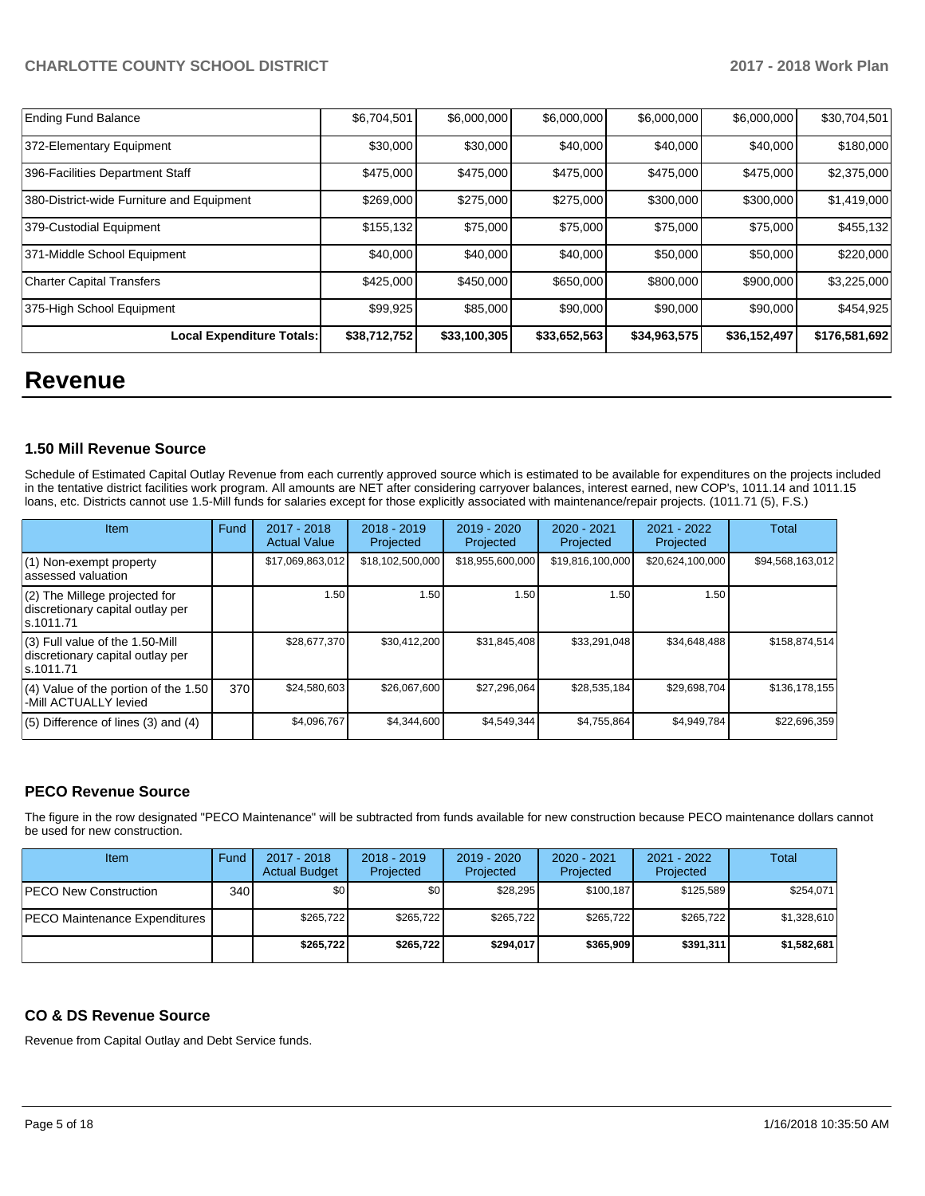| Ending Fund Balance | $6,704,501 | $6,000,000 | $6,000,000 | $6,000,000 | $6,000,000 | $30,704,501 |
|---|---|---|---|---|---|---|
| 372-Elementary Equipment | $30,000 | $30,000 | $40,000 | $40,000 | $40,000 | $180,000 |
| 396-Facilities Department Staff | $475,000 | $475,000 | $475,000 | $475,000 | $475,000 | $2,375,000 |
| 380-District-wide Furniture and Equipment | $269,000 | $275,000 | $275,000 | $300,000 | $300,000 | $1,419,000 |
| 379-Custodial Equipment | $155,132 | $75,000 | $75,000 | $75,000 | $75,000 | $455,132 |
| 371-Middle School Equipment | $40,000 | $40,000 | $40,000 | $50,000 | $50,000 | $220,000 |
| Charter Capital Transfers | $425,000 | $450,000 | $650,000 | $800,000 | $900,000 | $3,225,000 |
| 375-High School Equipment | $99,925 | $85,000 | $90,000 | $90,000 | $90,000 | $454,925 |
| **Local Expenditure Totals:** | **$38,712,752** | **$33,100,305** | **$33,652,563** | **$34,963,575** | **$36,152,497** | **$176,581,692** |

# Revenue

### 1.50 Mill Revenue Source

Schedule of Estimated Capital Outlay Revenue from each currently approved source which is estimated to be available for expenditures on the projects included in the tentative district facilities work program. All amounts are NET after considering carryover balances, interest earned, new COP's, 1011.14 and 1011.15 loans, etc. Districts cannot use 1.5-Mill funds for salaries except for those explicitly associated with maintenance/repair projects. (1011.71 (5), F.S.)

| Item | Fund | 2017 - 2018 Actual Value | 2018 - 2019 Projected | 2019 - 2020 Projected | 2020 - 2021 Projected | 2021 - 2022 Projected | Total |
|---|---|---|---|---|---|---|---|
| (1) Non-exempt property assessed valuation | | $17,069,863,012 | $18,102,500,000 | $18,955,600,000 | $19,816,100,000 | $20,624,100,000 | $94,568,163,012 |
| (2) The Millege projected for discretionary capital outlay per s.1011.71 | | 1.50 | 1.50 | 1.50 | 1.50 | 1.50 | |
| (3) Full value of the 1.50-Mill discretionary capital outlay per s.1011.71 | | $28,677,370 | $30,412,200 | $31,845,408 | $33,291,048 | $34,648,488 | $158,874,514 |
| (4) Value of the portion of the 1.50 -Mill ACTUALLY levied | 370 | $24,580,603 | $26,067,600 | $27,296,064 | $28,535,184 | $29,698,704 | $136,178,155 |
| (5) Difference of lines (3) and (4) | | $4,096,767 | $4,344,600 | $4,549,344 | $4,755,864 | $4,949,784 | $22,696,359 |

### PECO Revenue Source

The figure in the row designated "PECO Maintenance" will be subtracted from funds available for new construction because PECO maintenance dollars cannot be used for new construction.

| Item | Fund | 2017 - 2018 Actual Budget | 2018 - 2019 Projected | 2019 - 2020 Projected | 2020 - 2021 Projected | 2021 - 2022 Projected | Total |
|---|---|---|---|---|---|---|---|
| PECO New Construction | 340 | $0 | $0 | $28,295 | $100,187 | $125,589 | $254,071 |
| PECO Maintenance Expenditures | | $265,722 | $265,722 | $265,722 | $265,722 | $265,722 | $1,328,610 |
| | | **$265,722** | **$265,722** | **$294,017** | **$365,909** | **$391,311** | **$1,582,681** |

### CO & DS Revenue Source

Revenue from Capital Outlay and Debt Service funds.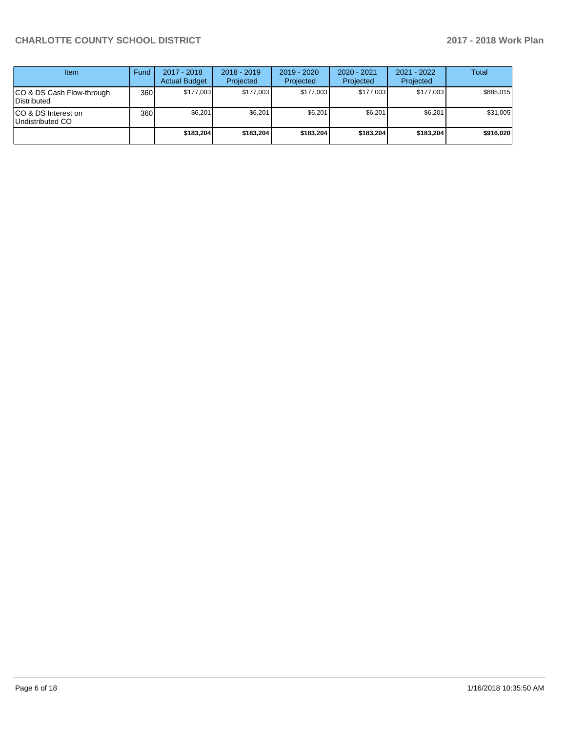| Item | Fund | 2017 - 2018 Actual Budget | 2018 - 2019 Projected | 2019 - 2020 Projected | 2020 - 2021 Projected | 2021 - 2022 Projected | Total |
|---|---|---|---|---|---|---|---|
| CO & DS Cash Flow-through Distributed | 360 | $177,003 | $177,003 | $177,003 | $177,003 | $177,003 | $885,015 |
| CO & DS Interest on Undistributed CO | 360 | $6,201 | $6,201 | $6,201 | $6,201 | $6,201 | $31,005 |
| | | **$183,204** | **$183,204** | **$183,204** | **$183,204** | **$183,204** | **$916,020** |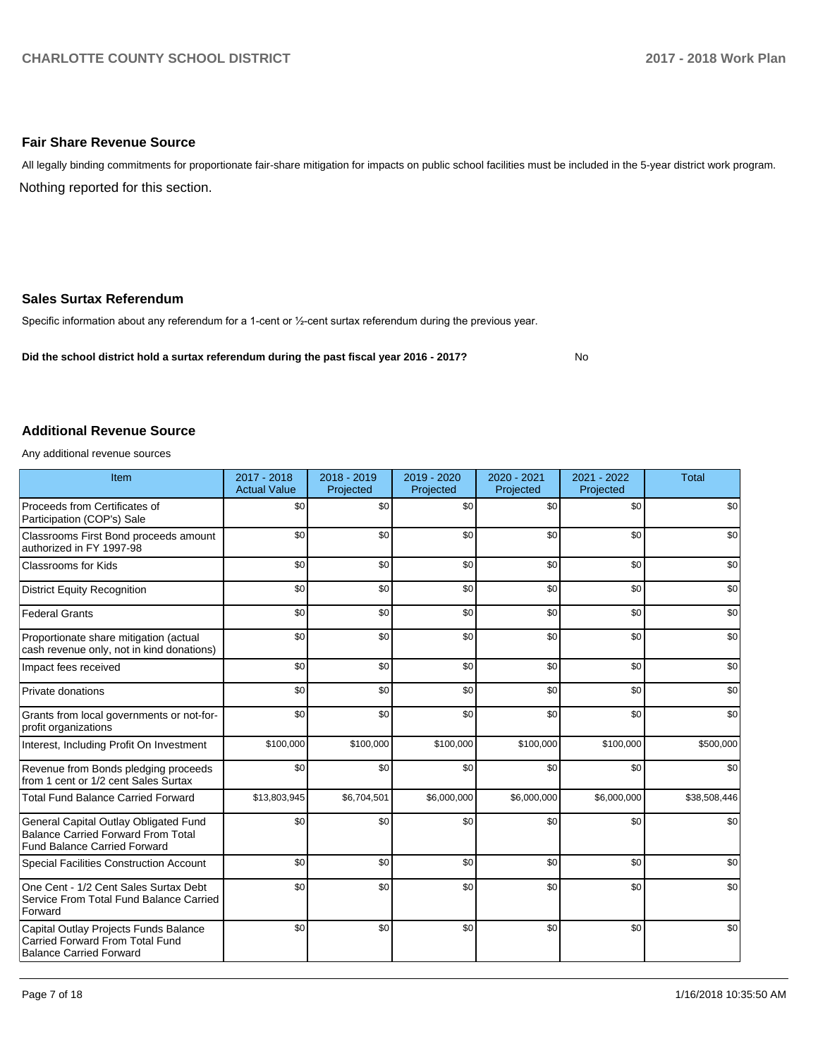## Fair Share Revenue Source

All legally binding commitments for proportionate fair-share mitigation for impacts on public school facilities must be included in the 5-year district work program.

Nothing reported for this section.

## Sales Surtax Referendum

Specific information about any referendum for a 1-cent or ½-cent surtax referendum during the previous year.

**Did the school district hold a surtax referendum during the past fiscal year 2016 - 2017?** No

## Additional Revenue Source

Any additional revenue sources

| Item | 2017 - 2018 Actual Value | 2018 - 2019 Projected | 2019 - 2020 Projected | 2020 - 2021 Projected | 2021 - 2022 Projected | Total |
|---|---|---|---|---|---|---|
| Proceeds from Certificates of Participation (COP's) Sale | $0 | $0 | $0 | $0 | $0 | $0 |
| Classrooms First Bond proceeds amount authorized in FY 1997-98 | $0 | $0 | $0 | $0 | $0 | $0 |
| Classrooms for Kids | $0 | $0 | $0 | $0 | $0 | $0 |
| District Equity Recognition | $0 | $0 | $0 | $0 | $0 | $0 |
| Federal Grants | $0 | $0 | $0 | $0 | $0 | $0 |
| Proportionate share mitigation (actual cash revenue only, not in kind donations) | $0 | $0 | $0 | $0 | $0 | $0 |
| Impact fees received | $0 | $0 | $0 | $0 | $0 | $0 |
| Private donations | $0 | $0 | $0 | $0 | $0 | $0 |
| Grants from local governments or not-for-profit organizations | $0 | $0 | $0 | $0 | $0 | $0 |
| Interest, Including Profit On Investment | $100,000 | $100,000 | $100,000 | $100,000 | $100,000 | $500,000 |
| Revenue from Bonds pledging proceeds from 1 cent or 1/2 cent Sales Surtax | $0 | $0 | $0 | $0 | $0 | $0 |
| Total Fund Balance Carried Forward | $13,803,945 | $6,704,501 | $6,000,000 | $6,000,000 | $6,000,000 | $38,508,446 |
| General Capital Outlay Obligated Fund Balance Carried Forward From Total Fund Balance Carried Forward | $0 | $0 | $0 | $0 | $0 | $0 |
| Special Facilities Construction Account | $0 | $0 | $0 | $0 | $0 | $0 |
| One Cent - 1/2 Cent Sales Surtax Debt Service From Total Fund Balance Carried Forward | $0 | $0 | $0 | $0 | $0 | $0 |
| Capital Outlay Projects Funds Balance Carried Forward From Total Fund Balance Carried Forward | $0 | $0 | $0 | $0 | $0 | $0 |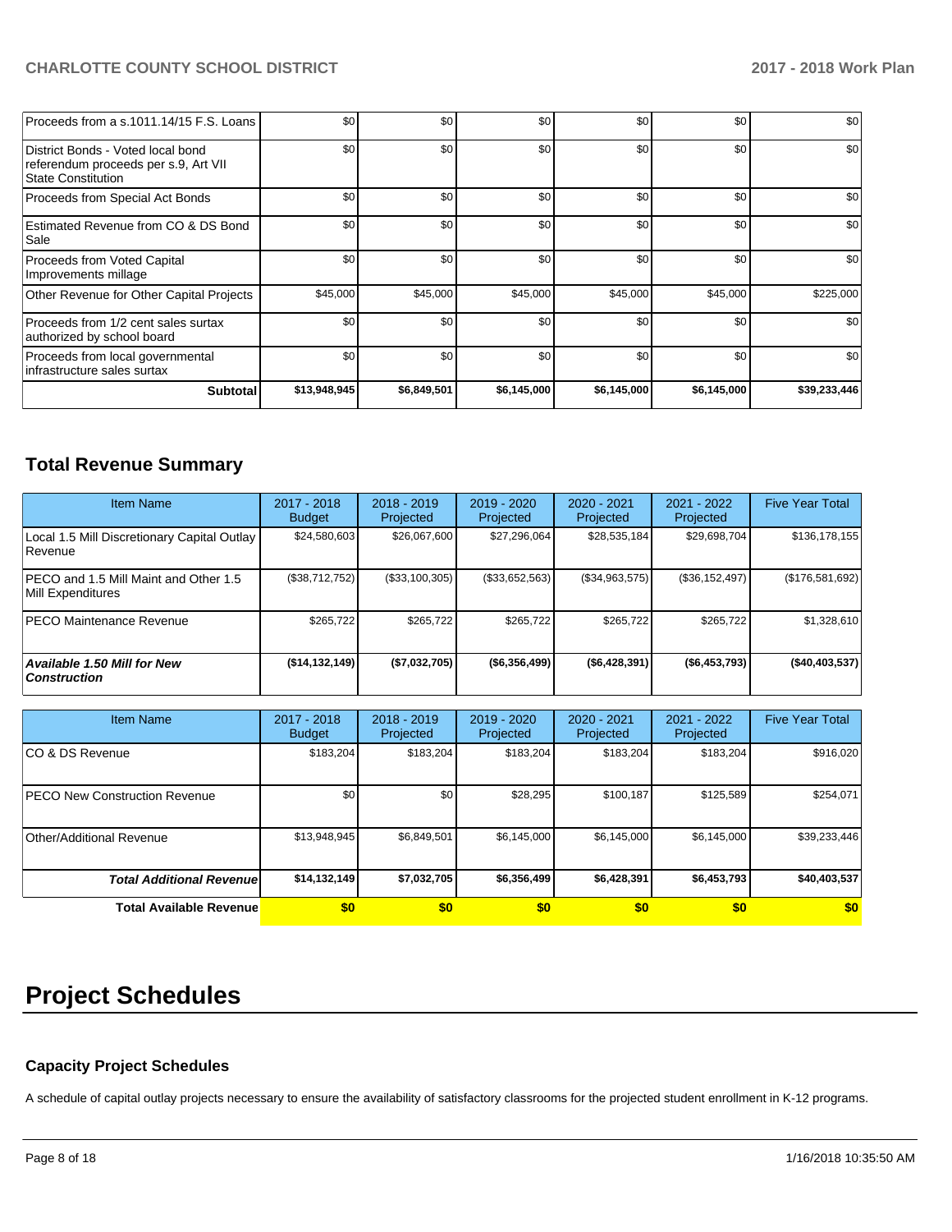| | | | | | | |
|---|---|---|---|---|---|---|
| Proceeds from a s.1011.14/15 F.S. Loans | $0 | $0 | $0 | $0 | $0 | $0 |
| District Bonds - Voted local bond referendum proceeds per s.9, Art VII State Constitution | $0 | $0 | $0 | $0 | $0 | $0 |
| Proceeds from Special Act Bonds | $0 | $0 | $0 | $0 | $0 | $0 |
| Estimated Revenue from CO & DS Bond Sale | $0 | $0 | $0 | $0 | $0 | $0 |
| Proceeds from Voted Capital Improvements millage | $0 | $0 | $0 | $0 | $0 | $0 |
| Other Revenue for Other Capital Projects | $45,000 | $45,000 | $45,000 | $45,000 | $45,000 | $225,000 |
| Proceeds from 1/2 cent sales surtax authorized by school board | $0 | $0 | $0 | $0 | $0 | $0 |
| Proceeds from local governmental infrastructure sales surtax | $0 | $0 | $0 | $0 | $0 | $0 |
| **Subtotal** | **$13,948,945** | **$6,849,501** | **$6,145,000** | **$6,145,000** | **$6,145,000** | **$39,233,446** |

## Total Revenue Summary

| Item Name | 2017 - 2018 Budget | 2018 - 2019 Projected | 2019 - 2020 Projected | 2020 - 2021 Projected | 2021 - 2022 Projected | Five Year Total |
|---|---|---|---|---|---|---|
| Local 1.5 Mill Discretionary Capital Outlay Revenue | $24,580,603 | $26,067,600 | $27,296,064 | $28,535,184 | $29,698,704 | $136,178,155 |
| PECO and 1.5 Mill Maint and Other 1.5 Mill Expenditures | ($38,712,752) | ($33,100,305) | ($33,652,563) | ($34,963,575) | ($36,152,497) | ($176,581,692) |
| PECO Maintenance Revenue | $265,722 | $265,722 | $265,722 | $265,722 | $265,722 | $1,328,610 |
| ***Available 1.50 Mill for New Construction*** | **($14,132,149)** | **($7,032,705)** | **($6,356,499)** | **($6,428,391)** | **($6,453,793)** | **($40,403,537)** |

| Item Name | 2017 - 2018 Budget | 2018 - 2019 Projected | 2019 - 2020 Projected | 2020 - 2021 Projected | 2021 - 2022 Projected | Five Year Total |
|---|---|---|---|---|---|---|
| CO & DS Revenue | $183,204 | $183,204 | $183,204 | $183,204 | $183,204 | $916,020 |
| PECO New Construction Revenue | $0 | $0 | $28,295 | $100,187 | $125,589 | $254,071 |
| Other/Additional Revenue | $13,948,945 | $6,849,501 | $6,145,000 | $6,145,000 | $6,145,000 | $39,233,446 |
| ***Total Additional Revenue*** | **$14,132,149** | **$7,032,705** | **$6,356,499** | **$6,428,391** | **$6,453,793** | **$40,403,537** |
| **Total Available Revenue** | **$0** | **$0** | **$0** | **$0** | **$0** | **$0** |

# Project Schedules

### Capacity Project Schedules

A schedule of capital outlay projects necessary to ensure the availability of satisfactory classrooms for the projected student enrollment in K-12 programs.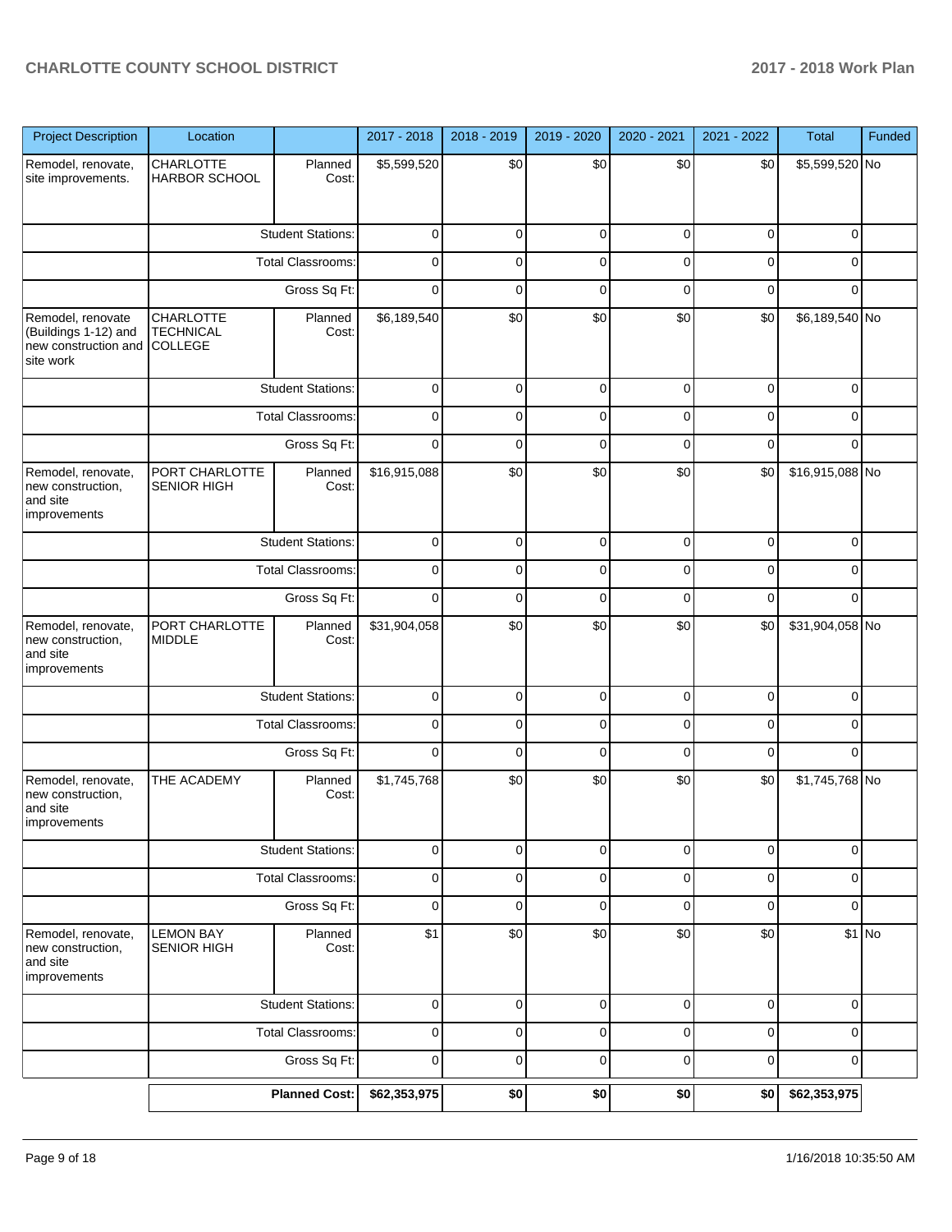| Project Description | Location | | 2017 - 2018 | 2018 - 2019 | 2019 - 2020 | 2020 - 2021 | 2021 - 2022 | Total | Funded |
|---|---|---|---|---|---|---|---|---|---|
| Remodel, renovate, site improvements. | CHARLOTTE HARBOR SCHOOL | Planned Cost: | $5,599,520 | $0 | $0 | $0 | $0 | $5,599,520 | No |
| | | Student Stations: | 0 | 0 | 0 | 0 | 0 | 0 | |
| | | Total Classrooms: | 0 | 0 | 0 | 0 | 0 | 0 | |
| | | Gross Sq Ft: | 0 | 0 | 0 | 0 | 0 | 0 | |
| Remodel, renovate (Buildings 1-12) and new construction and site work | CHARLOTTE TECHNICAL COLLEGE | Planned Cost: | $6,189,540 | $0 | $0 | $0 | $0 | $6,189,540 | No |
| | | Student Stations: | 0 | 0 | 0 | 0 | 0 | 0 | |
| | | Total Classrooms: | 0 | 0 | 0 | 0 | 0 | 0 | |
| | | Gross Sq Ft: | 0 | 0 | 0 | 0 | 0 | 0 | |
| Remodel, renovate, new construction, and site improvements | PORT CHARLOTTE SENIOR HIGH | Planned Cost: | $16,915,088 | $0 | $0 | $0 | $0 | $16,915,088 | No |
| | | Student Stations: | 0 | 0 | 0 | 0 | 0 | 0 | |
| | | Total Classrooms: | 0 | 0 | 0 | 0 | 0 | 0 | |
| | | Gross Sq Ft: | 0 | 0 | 0 | 0 | 0 | 0 | |
| Remodel, renovate, new construction, and site improvements | PORT CHARLOTTE MIDDLE | Planned Cost: | $31,904,058 | $0 | $0 | $0 | $0 | $31,904,058 | No |
| | | Student Stations: | 0 | 0 | 0 | 0 | 0 | 0 | |
| | | Total Classrooms: | 0 | 0 | 0 | 0 | 0 | 0 | |
| | | Gross Sq Ft: | 0 | 0 | 0 | 0 | 0 | 0 | |
| Remodel, renovate, new construction, and site improvements | THE ACADEMY | Planned Cost: | $1,745,768 | $0 | $0 | $0 | $0 | $1,745,768 | No |
| | | Student Stations: | 0 | 0 | 0 | 0 | 0 | 0 | |
| | | Total Classrooms: | 0 | 0 | 0 | 0 | 0 | 0 | |
| | | Gross Sq Ft: | 0 | 0 | 0 | 0 | 0 | 0 | |
| Remodel, renovate, new construction, and site improvements | LEMON BAY SENIOR HIGH | Planned Cost: | $1 | $0 | $0 | $0 | $0 | $1 | No |
| | | Student Stations: | 0 | 0 | 0 | 0 | 0 | 0 | |
| | | Total Classrooms: | 0 | 0 | 0 | 0 | 0 | 0 | |
| | | Gross Sq Ft: | 0 | 0 | 0 | 0 | 0 | 0 | |
| | | **Planned Cost:** | **$62,353,975** | **$0** | **$0** | **$0** | **$0** | **$62,353,975** | |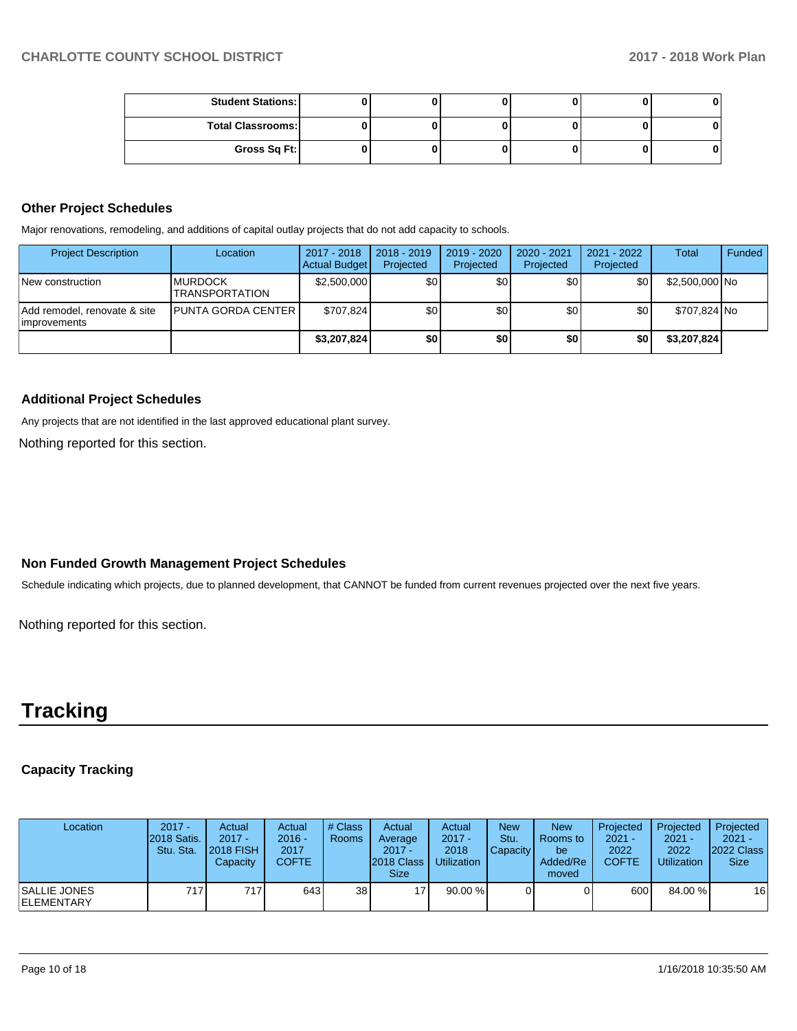| Student Stations: | 0 | 0 | 0 | 0 | 0 | 0 |
|---|---|---|---|---|---|---|
| Total Classrooms: | 0 | 0 | 0 | 0 | 0 | 0 |
| Gross Sq Ft: | 0 | 0 | 0 | 0 | 0 | 0 |

### Other Project Schedules

Major renovations, remodeling, and additions of capital outlay projects that do not add capacity to schools.

| Project Description | Location | 2017 - 2018 Actual Budget | 2018 - 2019 Projected | 2019 - 2020 Projected | 2020 - 2021 Projected | 2021 - 2022 Projected | Total | Funded |
|---|---|---|---|---|---|---|---|---|
| New construction | MURDOCK TRANSPORTATION | $2,500,000 | $0 | $0 | $0 | $0 | $2,500,000 | No |
| Add remodel, renovate & site improvements | PUNTA GORDA CENTER | $707,824 | $0 | $0 | $0 | $0 | $707,824 | No |
| | | **$3,207,824** | **$0** | **$0** | **$0** | **$0** | **$3,207,824** | |

### Additional Project Schedules

Any projects that are not identified in the last approved educational plant survey.

Nothing reported for this section.

### Non Funded Growth Management Project Schedules

Schedule indicating which projects, due to planned development, that CANNOT be funded from current revenues projected over the next five years.

Nothing reported for this section.

# Tracking

### Capacity Tracking

| Location | 2017 - 2018 Satis. Stu. Sta. | Actual 2017 - 2018 FISH Capacity | Actual 2016 - 2017 COFTE | # Class Rooms | Actual Average 2017 - 2018 Class Size | Actual 2017 - 2018 Utilization | New Stu. Capacity | New Rooms to be Added/Removed | Projected 2021 - 2022 COFTE | Projected 2021 - 2022 Utilization | Projected 2021 - 2022 Class Size |
|---|---|---|---|---|---|---|---|---|---|---|---|
| SALLIE JONES ELEMENTARY | 717 | 717 | 643 | 38 | 17 | 90.00 % | 0 | 0 | 600 | 84.00 % | 16 |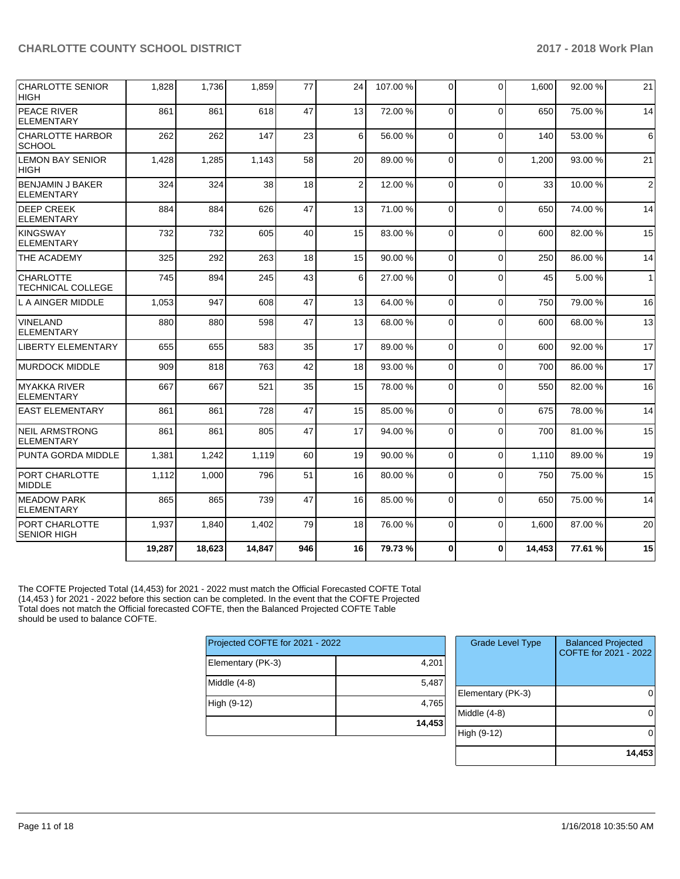| | | | | | | | | | | | |
|---|---|---|---|---|---|---|---|---|---|---|---|
| CHARLOTTE SENIOR HIGH | 1,828 | 1,736 | 1,859 | 77 | 24 | 107.00 % | 0 | 0 | 1,600 | 92.00 % | 21 |
| PEACE RIVER ELEMENTARY | 861 | 861 | 618 | 47 | 13 | 72.00 % | 0 | 0 | 650 | 75.00 % | 14 |
| CHARLOTTE HARBOR SCHOOL | 262 | 262 | 147 | 23 | 6 | 56.00 % | 0 | 0 | 140 | 53.00 % | 6 |
| LEMON BAY SENIOR HIGH | 1,428 | 1,285 | 1,143 | 58 | 20 | 89.00 % | 0 | 0 | 1,200 | 93.00 % | 21 |
| BENJAMIN J BAKER ELEMENTARY | 324 | 324 | 38 | 18 | 2 | 12.00 % | 0 | 0 | 33 | 10.00 % | 2 |
| DEEP CREEK ELEMENTARY | 884 | 884 | 626 | 47 | 13 | 71.00 % | 0 | 0 | 650 | 74.00 % | 14 |
| KINGSWAY ELEMENTARY | 732 | 732 | 605 | 40 | 15 | 83.00 % | 0 | 0 | 600 | 82.00 % | 15 |
| THE ACADEMY | 325 | 292 | 263 | 18 | 15 | 90.00 % | 0 | 0 | 250 | 86.00 % | 14 |
| CHARLOTTE TECHNICAL COLLEGE | 745 | 894 | 245 | 43 | 6 | 27.00 % | 0 | 0 | 45 | 5.00 % | 1 |
| L A AINGER MIDDLE | 1,053 | 947 | 608 | 47 | 13 | 64.00 % | 0 | 0 | 750 | 79.00 % | 16 |
| VINELAND ELEMENTARY | 880 | 880 | 598 | 47 | 13 | 68.00 % | 0 | 0 | 600 | 68.00 % | 13 |
| LIBERTY ELEMENTARY | 655 | 655 | 583 | 35 | 17 | 89.00 % | 0 | 0 | 600 | 92.00 % | 17 |
| MURDOCK MIDDLE | 909 | 818 | 763 | 42 | 18 | 93.00 % | 0 | 0 | 700 | 86.00 % | 17 |
| MYAKKA RIVER ELEMENTARY | 667 | 667 | 521 | 35 | 15 | 78.00 % | 0 | 0 | 550 | 82.00 % | 16 |
| EAST ELEMENTARY | 861 | 861 | 728 | 47 | 15 | 85.00 % | 0 | 0 | 675 | 78.00 % | 14 |
| NEIL ARMSTRONG ELEMENTARY | 861 | 861 | 805 | 47 | 17 | 94.00 % | 0 | 0 | 700 | 81.00 % | 15 |
| PUNTA GORDA MIDDLE | 1,381 | 1,242 | 1,119 | 60 | 19 | 90.00 % | 0 | 0 | 1,110 | 89.00 % | 19 |
| PORT CHARLOTTE MIDDLE | 1,112 | 1,000 | 796 | 51 | 16 | 80.00 % | 0 | 0 | 750 | 75.00 % | 15 |
| MEADOW PARK ELEMENTARY | 865 | 865 | 739 | 47 | 16 | 85.00 % | 0 | 0 | 650 | 75.00 % | 14 |
| PORT CHARLOTTE SENIOR HIGH | 1,937 | 1,840 | 1,402 | 79 | 18 | 76.00 % | 0 | 0 | 1,600 | 87.00 % | 20 |
| | **19,287** | **18,623** | **14,847** | **946** | **16** | **79.73 %** | **0** | **0** | **14,453** | **77.61 %** | **15** |

The COFTE Projected Total (14,453) for 2021 - 2022 must match the Official Forecasted COFTE Total (14,453 ) for 2021 - 2022 before this section can be completed. In the event that the COFTE Projected Total does not match the Official forecasted COFTE, then the Balanced Projected COFTE Table should be used to balance COFTE.

| Projected COFTE for 2021 - 2022 | |
|---|---|
| Elementary (PK-3) | 4,201 |
| Middle (4-8) | 5,487 |
| High (9-12) | 4,765 |
| | **14,453** |

| Grade Level Type | Balanced Projected COFTE for 2021 - 2022 |
|---|---|
| Elementary (PK-3) | 0 |
| Middle (4-8) | 0 |
| High (9-12) | 0 |
| | **14,453** |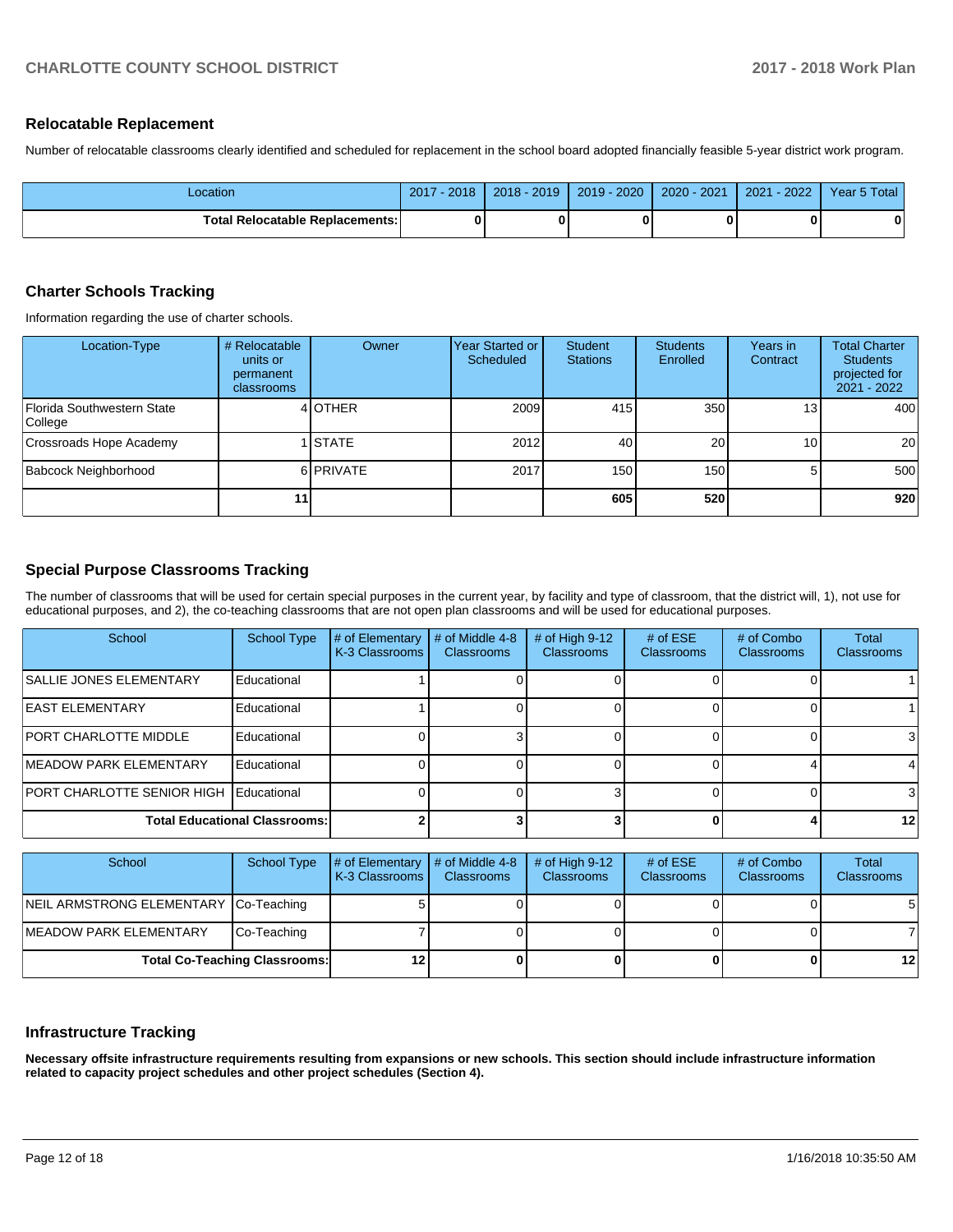## Relocatable Replacement

Number of relocatable classrooms clearly identified and scheduled for replacement in the school board adopted financially feasible 5-year district work program.

| Location | 2017 - 2018 | 2018 - 2019 | 2019 - 2020 | 2020 - 2021 | 2021 - 2022 | Year 5 Total |
|---|---|---|---|---|---|---|
| **Total Relocatable Replacements:** | **0** | **0** | **0** | **0** | **0** | **0** |

## Charter Schools Tracking

Information regarding the use of charter schools.

| Location-Type | # Relocatable units or permanent classrooms | Owner | Year Started or Scheduled | Student Stations | Students Enrolled | Years in Contract | Total Charter Students projected for 2021 - 2022 |
|---|---|---|---|---|---|---|---|
| Florida Southwestern State College | 4 | OTHER | 2009 | 415 | 350 | 13 | 400 |
| Crossroads Hope Academy | 1 | STATE | 2012 | 40 | 20 | 10 | 20 |
| Babcock Neighborhood | 6 | PRIVATE | 2017 | 150 | 150 | 5 | 500 |
| | **11** | | | **605** | **520** | | **920** |

## Special Purpose Classrooms Tracking

The number of classrooms that will be used for certain special purposes in the current year, by facility and type of classroom, that the district will, 1), not use for educational purposes, and 2), the co-teaching classrooms that are not open plan classrooms and will be used for educational purposes.

| School | School Type | # of Elementary K-3 Classrooms | # of Middle 4-8 Classrooms | # of High 9-12 Classrooms | # of ESE Classrooms | # of Combo Classrooms | Total Classrooms |
|---|---|---|---|---|---|---|---|
| SALLIE JONES ELEMENTARY | Educational | 1 | 0 | 0 | 0 | 0 | 1 |
| EAST ELEMENTARY | Educational | 1 | 0 | 0 | 0 | 0 | 1 |
| PORT CHARLOTTE MIDDLE | Educational | 0 | 3 | 0 | 0 | 0 | 3 |
| MEADOW PARK ELEMENTARY | Educational | 0 | 0 | 0 | 0 | 4 | 4 |
| PORT CHARLOTTE SENIOR HIGH | Educational | 0 | 0 | 3 | 0 | 0 | 3 |
| **Total Educational Classrooms:** | | **2** | **3** | **3** | **0** | **4** | **12** |

| School | School Type | # of Elementary K-3 Classrooms | # of Middle 4-8 Classrooms | # of High 9-12 Classrooms | # of ESE Classrooms | # of Combo Classrooms | Total Classrooms |
|---|---|---|---|---|---|---|---|
| NEIL ARMSTRONG ELEMENTARY | Co-Teaching | 5 | 0 | 0 | 0 | 0 | 5 |
| MEADOW PARK ELEMENTARY | Co-Teaching | 7 | 0 | 0 | 0 | 0 | 7 |
| **Total Co-Teaching Classrooms:** | | **12** | **0** | **0** | **0** | **0** | **12** |

## Infrastructure Tracking

**Necessary offsite infrastructure requirements resulting from expansions or new schools. This section should include infrastructure information related to capacity project schedules and other project schedules (Section 4).**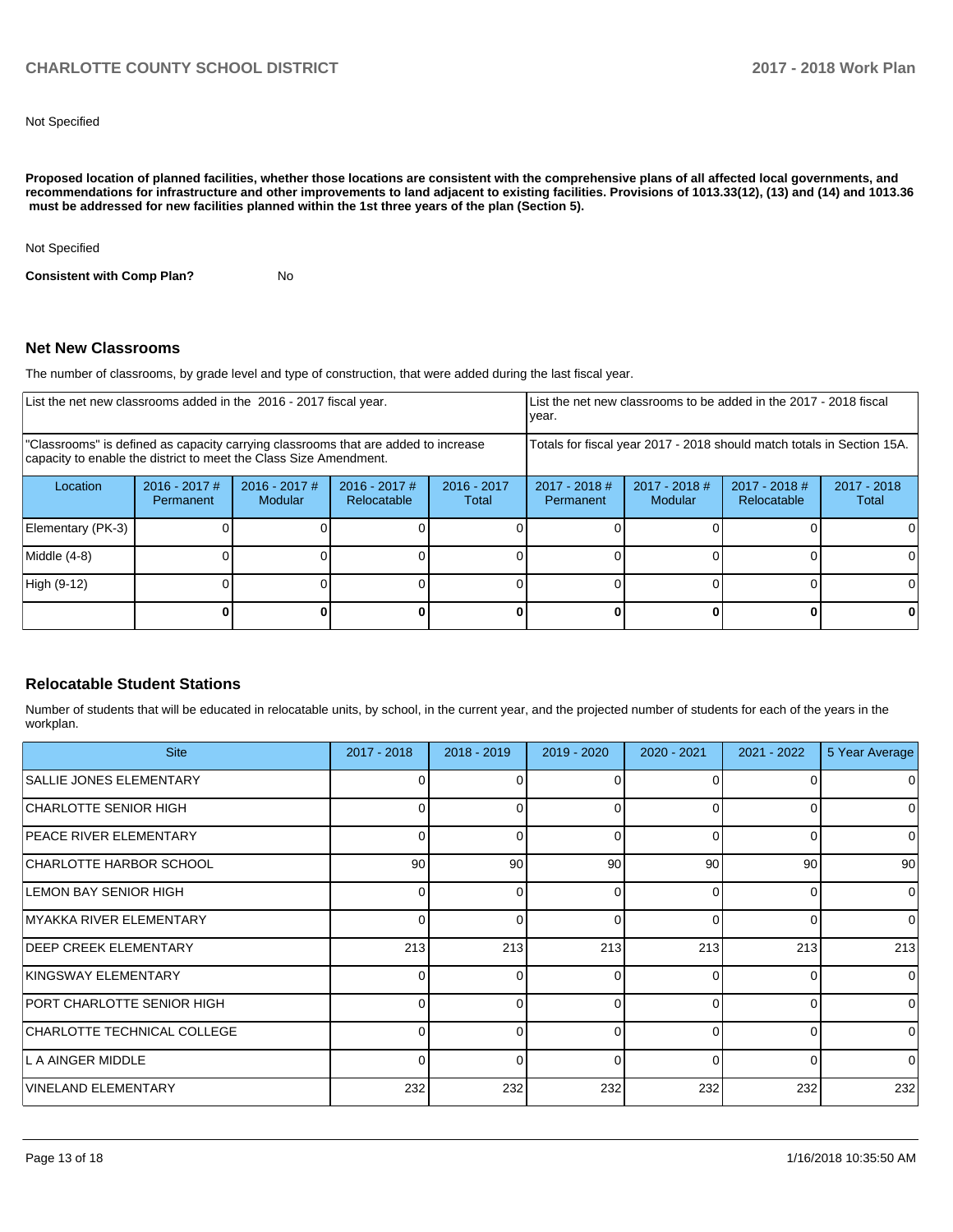Not Specified

**Proposed location of planned facilities, whether those locations are consistent with the comprehensive plans of all affected local governments, and recommendations for infrastructure and other improvements to land adjacent to existing facilities. Provisions of 1013.33(12), (13) and (14) and 1013.36 must be addressed for new facilities planned within the 1st three years of the plan (Section 5).**

Not Specified

**Consistent with Comp Plan?** No

## Net New Classrooms

The number of classrooms, by grade level and type of construction, that were added during the last fiscal year.

| List the net new classrooms added in the 2016 - 2017 fiscal year. | | | | | List the net new classrooms to be added in the 2017 - 2018 fiscal year. | | | |
|---|---|---|---|---|---|---|---|---|
| "Classrooms" is defined as capacity carrying classrooms that are added to increase capacity to enable the district to meet the Class Size Amendment. | | | | | Totals for fiscal year 2017 - 2018 should match totals in Section 15A. | | | |
| Location | 2016 - 2017 # Permanent | 2016 - 2017 # Modular | 2016 - 2017 # Relocatable | 2016 - 2017 Total | 2017 - 2018 # Permanent | 2017 - 2018 # Modular | 2017 - 2018 # Relocatable | 2017 - 2018 Total |
| Elementary (PK-3) | 0 | 0 | 0 | 0 | 0 | 0 | 0 | 0 |
| Middle (4-8) | 0 | 0 | 0 | 0 | 0 | 0 | 0 | 0 |
| High (9-12) | 0 | 0 | 0 | 0 | 0 | 0 | 0 | 0 |
| | **0** | **0** | **0** | **0** | **0** | **0** | **0** | **0** |

## Relocatable Student Stations

Number of students that will be educated in relocatable units, by school, in the current year, and the projected number of students for each of the years in the workplan.

| Site | 2017 - 2018 | 2018 - 2019 | 2019 - 2020 | 2020 - 2021 | 2021 - 2022 | 5 Year Average |
|---|---|---|---|---|---|---|
| SALLIE JONES ELEMENTARY | 0 | 0 | 0 | 0 | 0 | 0 |
| CHARLOTTE SENIOR HIGH | 0 | 0 | 0 | 0 | 0 | 0 |
| PEACE RIVER ELEMENTARY | 0 | 0 | 0 | 0 | 0 | 0 |
| CHARLOTTE HARBOR SCHOOL | 90 | 90 | 90 | 90 | 90 | 90 |
| LEMON BAY SENIOR HIGH | 0 | 0 | 0 | 0 | 0 | 0 |
| MYAKKA RIVER ELEMENTARY | 0 | 0 | 0 | 0 | 0 | 0 |
| DEEP CREEK ELEMENTARY | 213 | 213 | 213 | 213 | 213 | 213 |
| KINGSWAY ELEMENTARY | 0 | 0 | 0 | 0 | 0 | 0 |
| PORT CHARLOTTE SENIOR HIGH | 0 | 0 | 0 | 0 | 0 | 0 |
| CHARLOTTE TECHNICAL COLLEGE | 0 | 0 | 0 | 0 | 0 | 0 |
| L A AINGER MIDDLE | 0 | 0 | 0 | 0 | 0 | 0 |
| VINELAND ELEMENTARY | 232 | 232 | 232 | 232 | 232 | 232 |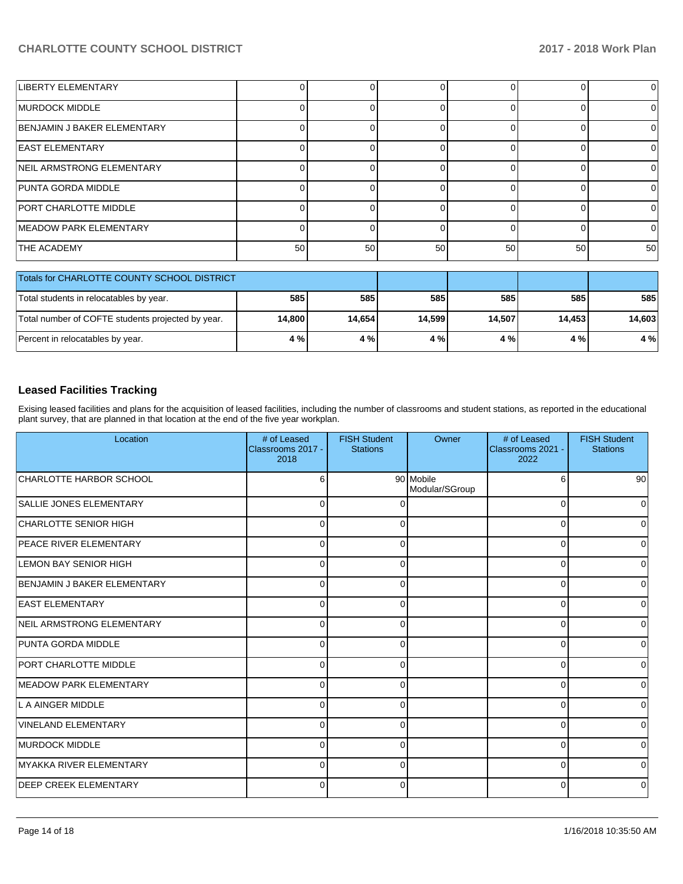| | | | | | | |
|---|---|---|---|---|---|---|
| LIBERTY ELEMENTARY | 0 | 0 | 0 | 0 | 0 | 0 |
| MURDOCK MIDDLE | 0 | 0 | 0 | 0 | 0 | 0 |
| BENJAMIN J BAKER ELEMENTARY | 0 | 0 | 0 | 0 | 0 | 0 |
| EAST ELEMENTARY | 0 | 0 | 0 | 0 | 0 | 0 |
| NEIL ARMSTRONG ELEMENTARY | 0 | 0 | 0 | 0 | 0 | 0 |
| PUNTA GORDA MIDDLE | 0 | 0 | 0 | 0 | 0 | 0 |
| PORT CHARLOTTE MIDDLE | 0 | 0 | 0 | 0 | 0 | 0 |
| MEADOW PARK ELEMENTARY | 0 | 0 | 0 | 0 | 0 | 0 |
| THE ACADEMY | 50 | 50 | 50 | 50 | 50 | 50 |

| Totals for CHARLOTTE COUNTY SCHOOL DISTRICT | | | | | | |
|---|---|---|---|---|---|---|
| Total students in relocatables by year. | **585** | **585** | **585** | **585** | **585** | **585** |
| Total number of COFTE students projected by year. | **14,800** | **14,654** | **14,599** | **14,507** | **14,453** | **14,603** |
| Percent in relocatables by year. | **4 %** | **4 %** | **4 %** | **4 %** | **4 %** | **4 %** |

## Leased Facilities Tracking

Exising leased facilities and plans for the acquisition of leased facilities, including the number of classrooms and student stations, as reported in the educational plant survey, that are planned in that location at the end of the five year workplan.

| Location | # of Leased Classrooms 2017 - 2018 | FISH Student Stations | Owner | # of Leased Classrooms 2021 - 2022 | FISH Student Stations |
|---|---|---|---|---|---|
| CHARLOTTE HARBOR SCHOOL | 6 | 90 | Mobile Modular/SGroup | 6 | 90 |
| SALLIE JONES ELEMENTARY | 0 | 0 | | 0 | 0 |
| CHARLOTTE SENIOR HIGH | 0 | 0 | | 0 | 0 |
| PEACE RIVER ELEMENTARY | 0 | 0 | | 0 | 0 |
| LEMON BAY SENIOR HIGH | 0 | 0 | | 0 | 0 |
| BENJAMIN J BAKER ELEMENTARY | 0 | 0 | | 0 | 0 |
| EAST ELEMENTARY | 0 | 0 | | 0 | 0 |
| NEIL ARMSTRONG ELEMENTARY | 0 | 0 | | 0 | 0 |
| PUNTA GORDA MIDDLE | 0 | 0 | | 0 | 0 |
| PORT CHARLOTTE MIDDLE | 0 | 0 | | 0 | 0 |
| MEADOW PARK ELEMENTARY | 0 | 0 | | 0 | 0 |
| L A AINGER MIDDLE | 0 | 0 | | 0 | 0 |
| VINELAND ELEMENTARY | 0 | 0 | | 0 | 0 |
| MURDOCK MIDDLE | 0 | 0 | | 0 | 0 |
| MYAKKA RIVER ELEMENTARY | 0 | 0 | | 0 | 0 |
| DEEP CREEK ELEMENTARY | 0 | 0 | | 0 | 0 |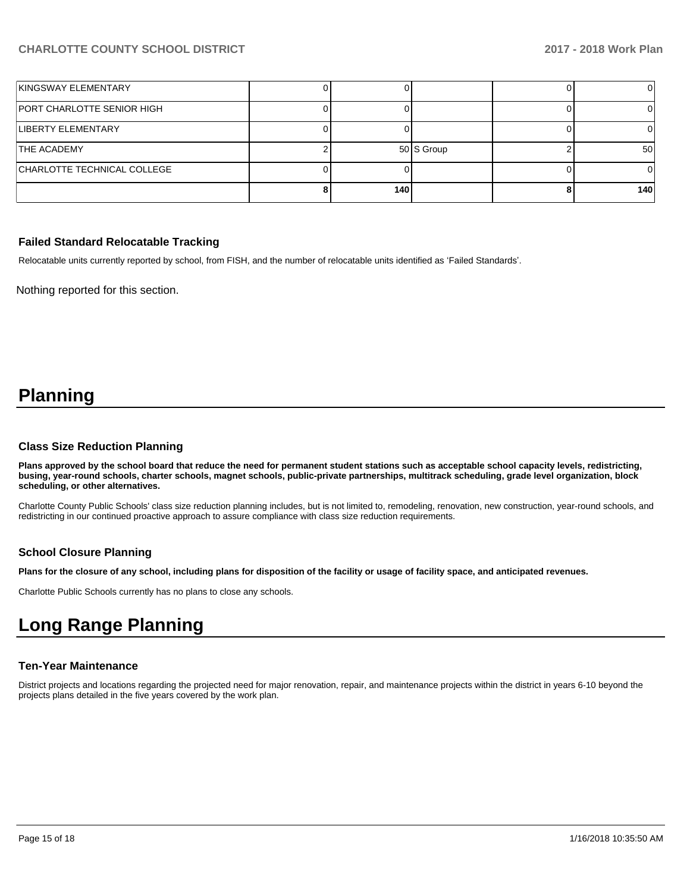| | | | | | |
|---|---|---|---|---|---|
| KINGSWAY ELEMENTARY | 0 | 0 | | 0 | 0 |
| PORT CHARLOTTE SENIOR HIGH | 0 | 0 | | 0 | 0 |
| LIBERTY ELEMENTARY | 0 | 0 | | 0 | 0 |
| THE ACADEMY | 2 | 50 | S Group | 2 | 50 |
| CHARLOTTE TECHNICAL COLLEGE | 0 | 0 | | 0 | 0 |
| | 8 | 140 | | 8 | 140 |

### Failed Standard Relocatable Tracking

Relocatable units currently reported by school, from FISH, and the number of relocatable units identified as 'Failed Standards'.

Nothing reported for this section.

# Planning

### Class Size Reduction Planning

**Plans approved by the school board that reduce the need for permanent student stations such as acceptable school capacity levels, redistricting, busing, year-round schools, charter schools, magnet schools, public-private partnerships, multitrack scheduling, grade level organization, block scheduling, or other alternatives.**

Charlotte County Public Schools' class size reduction planning includes, but is not limited to, remodeling, renovation, new construction, year-round schools, and redistricting in our continued proactive approach to assure compliance with class size reduction requirements.

### School Closure Planning

**Plans for the closure of any school, including plans for disposition of the facility or usage of facility space, and anticipated revenues.**

Charlotte Public Schools currently has no plans to close any schools.

# Long Range Planning

### Ten-Year Maintenance

District projects and locations regarding the projected need for major renovation, repair, and maintenance projects within the district in years 6-10 beyond the projects plans detailed in the five years covered by the work plan.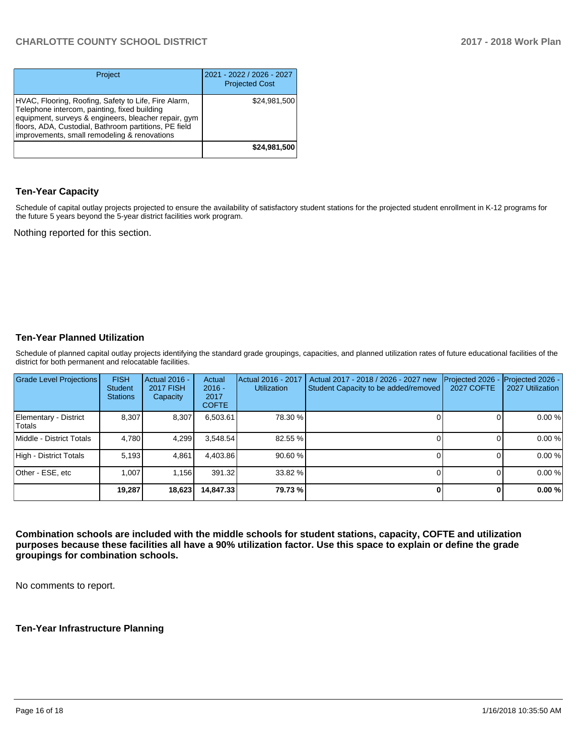| Project | 2021 - 2022 / 2026 - 2027 Projected Cost |
|---|---|
| HVAC, Flooring, Roofing, Safety to Life, Fire Alarm, Telephone intercom, painting, fixed building equipment, surveys & engineers, bleacher repair, gym floors, ADA, Custodial, Bathroom partitions, PE field improvements, small remodeling & renovations | $24,981,500 |
| | **$24,981,500** |

### Ten-Year Capacity

Schedule of capital outlay projects projected to ensure the availability of satisfactory student stations for the projected student enrollment in K-12 programs for the future 5 years beyond the 5-year district facilities work program.

Nothing reported for this section.

### Ten-Year Planned Utilization

Schedule of planned capital outlay projects identifying the standard grade groupings, capacities, and planned utilization rates of future educational facilities of the district for both permanent and relocatable facilities.

| Grade Level Projections | FISH Student Stations | Actual 2016 - 2017 FISH Capacity | Actual 2016 - 2017 COFTE | Actual 2016 - 2017 Utilization | Actual 2017 - 2018 / 2026 - 2027 new Student Capacity to be added/removed | Projected 2026 - 2027 COFTE | Projected 2026 - 2027 Utilization |
|---|---|---|---|---|---|---|---|
| Elementary - District Totals | 8,307 | 8,307 | 6,503.61 | 78.30 % | 0 | 0 | 0.00 % |
| Middle - District Totals | 4,780 | 4,299 | 3,548.54 | 82.55 % | 0 | 0 | 0.00 % |
| High - District Totals | 5,193 | 4,861 | 4,403.86 | 90.60 % | 0 | 0 | 0.00 % |
| Other - ESE, etc | 1,007 | 1,156 | 391.32 | 33.82 % | 0 | 0 | 0.00 % |
| | **19,287** | **18,623** | **14,847.33** | **79.73 %** | **0** | **0** | **0.00 %** |

**Combination schools are included with the middle schools for student stations, capacity, COFTE and utilization purposes because these facilities all have a 90% utilization factor. Use this space to explain or define the grade groupings for combination schools.**

No comments to report.

### Ten-Year Infrastructure Planning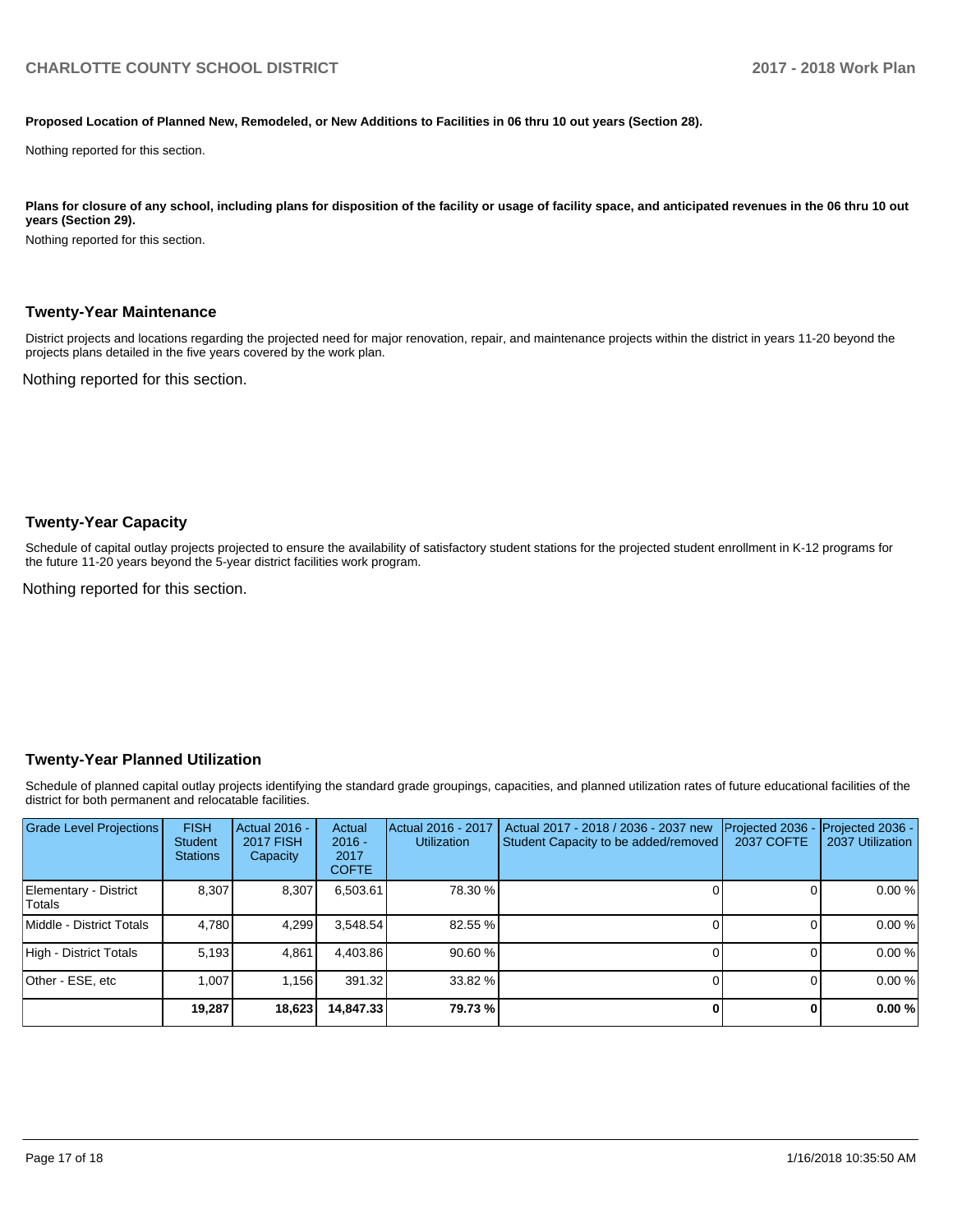**Proposed Location of Planned New, Remodeled, or New Additions to Facilities in 06 thru 10 out years (Section 28).**

Nothing reported for this section.

**Plans for closure of any school, including plans for disposition of the facility or usage of facility space, and anticipated revenues in the 06 thru 10 out years (Section 29).**

Nothing reported for this section.

### Twenty-Year Maintenance

District projects and locations regarding the projected need for major renovation, repair, and maintenance projects within the district in years 11-20 beyond the projects plans detailed in the five years covered by the work plan.

Nothing reported for this section.

### Twenty-Year Capacity

Schedule of capital outlay projects projected to ensure the availability of satisfactory student stations for the projected student enrollment in K-12 programs for the future 11-20 years beyond the 5-year district facilities work program.

Nothing reported for this section.

### Twenty-Year Planned Utilization

Schedule of planned capital outlay projects identifying the standard grade groupings, capacities, and planned utilization rates of future educational facilities of the district for both permanent and relocatable facilities.

| Grade Level Projections | FISH Student Stations | Actual 2016 - 2017 FISH Capacity | Actual 2016 - 2017 COFTE | Actual 2016 - 2017 Utilization | Actual 2017 - 2018 / 2036 - 2037 new Student Capacity to be added/removed | Projected 2036 - 2037 COFTE | Projected 2036 - 2037 Utilization |
|---|---|---|---|---|---|---|---|
| Elementary - District Totals | 8,307 | 8,307 | 6,503.61 | 78.30 % | 0 | 0 | 0.00 % |
| Middle - District Totals | 4,780 | 4,299 | 3,548.54 | 82.55 % | 0 | 0 | 0.00 % |
| High - District Totals | 5,193 | 4,861 | 4,403.86 | 90.60 % | 0 | 0 | 0.00 % |
| Other - ESE, etc | 1,007 | 1,156 | 391.32 | 33.82 % | 0 | 0 | 0.00 % |
| | **19,287** | **18,623** | **14,847.33** | **79.73 %** | **0** | **0** | **0.00 %** |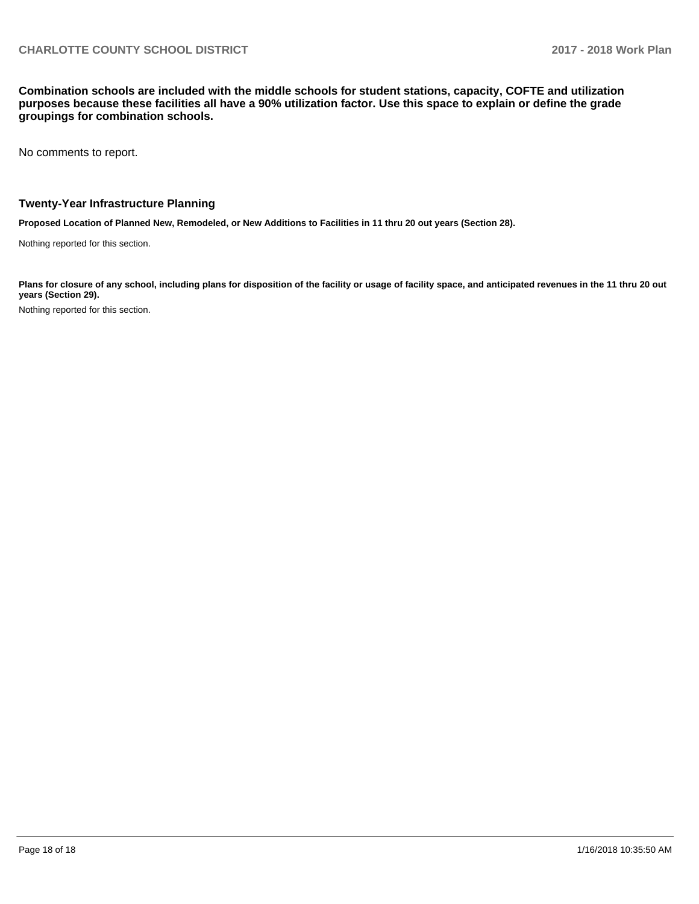**Combination schools are included with the middle schools for student stations, capacity, COFTE and utilization purposes because these facilities all have a 90% utilization factor. Use this space to explain or define the grade groupings for combination schools.**

No comments to report.

## Twenty-Year Infrastructure Planning

**Proposed Location of Planned New, Remodeled, or New Additions to Facilities in 11 thru 20 out years (Section 28).**

Nothing reported for this section.

**Plans for closure of any school, including plans for disposition of the facility or usage of facility space, and anticipated revenues in the 11 thru 20 out years (Section 29).**

Nothing reported for this section.